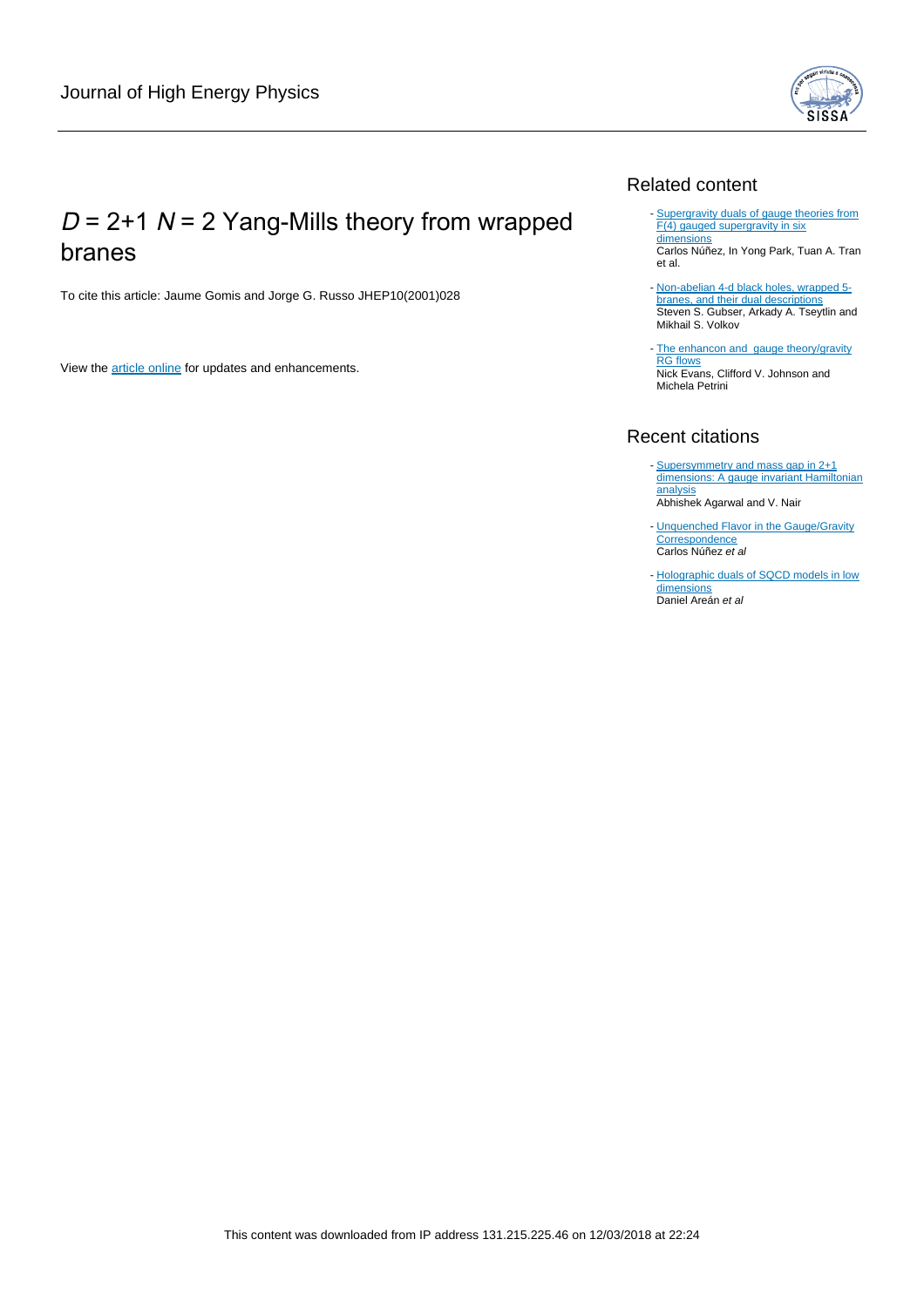Journal of High Energy Physics

# $D$ = 2+1 $N$ = 2 Yang-Mills theory from wrapped branes

To cite this article: Jaume Gomis and Jorge G. Russo JHEP10(2001)028

View the article online for updates and enhancements.

## Related content

- Supergravity duals of gauge theories from F(4) gauged supergravity in six dimensions
  Carlos Núñez, In Yong Park, Tuan A. Tran et al.

- Non-abelian 4-d black holes, wrapped 5-branes, and their dual descriptions
  Steven S. Gubser, Arkady A. Tseytlin and Mikhail S. Volkov

- The enhancon and gauge theory/gravity RG flows
  Nick Evans, Clifford V. Johnson and Michela Petrini

## Recent citations

- Supersymmetry and mass gap in 2+1 dimensions: A gauge invariant Hamiltonian analysis
  Abhishek Agarwal and V. Nair

- Unquenched Flavor in the Gauge/Gravity Correspondence
  Carlos Núñez *et al*

- Holographic duals of SQCD models in low dimensions
  Daniel Areán *et al*

This content was downloaded from IP address 131.215.225.46 on 12/03/2018 at 22:24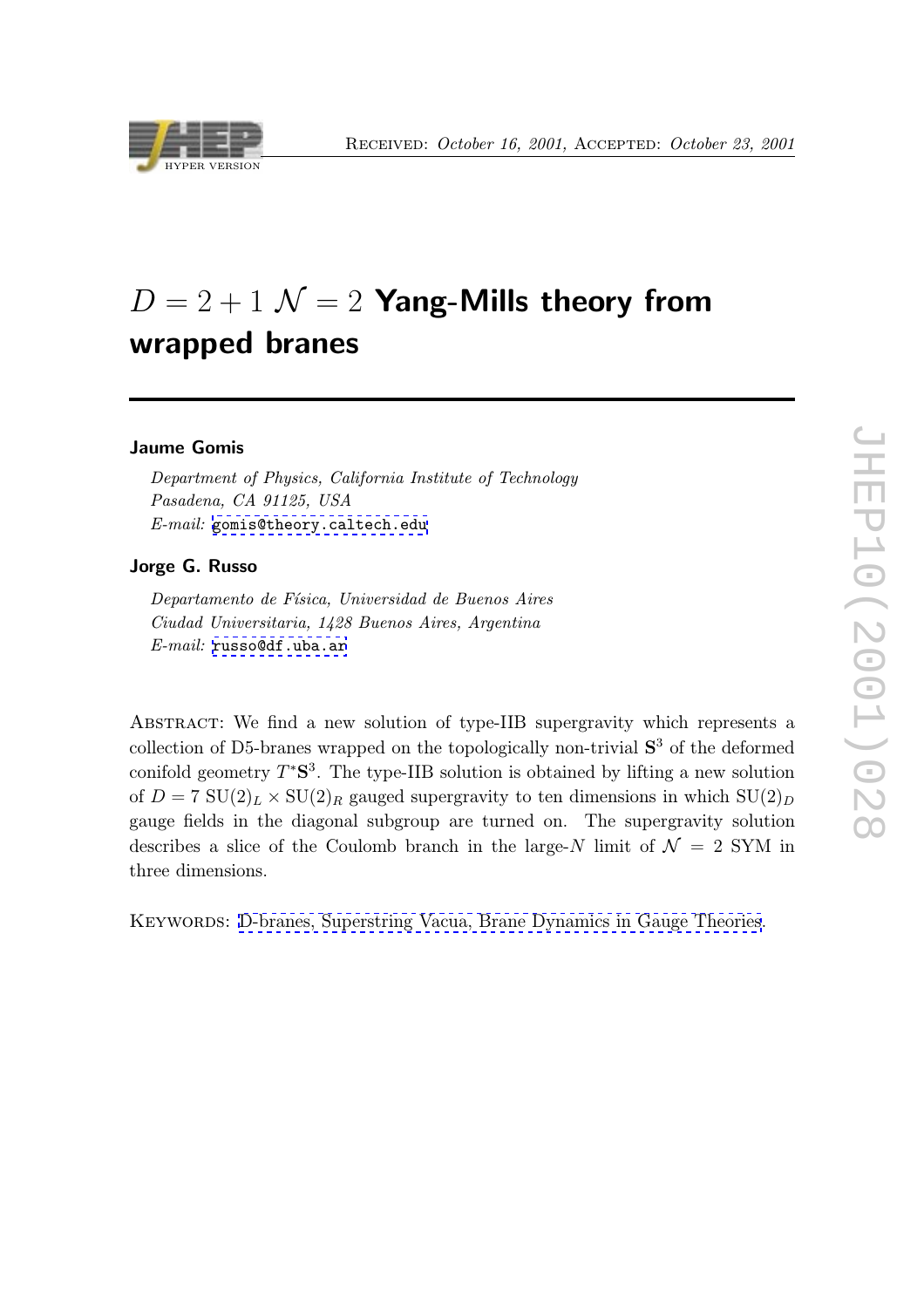# $D = 2 + 1$ $\mathcal{N} = 2$ Yang-Mills theory from wrapped branes

**Jaume Gomis**

*Department of Physics, California Institute of Technology*
*Pasadena, CA 91125, USA*
*E-mail:* gomis@theory.caltech.edu

**Jorge G. Russo**

*Departamento de Física, Universidad de Buenos Aires*
*Ciudad Universitaria, 1428 Buenos Aires, Argentina*
*E-mail:* russo@df.uba.ar

Abstract: We find a new solution of type-IIB supergravity which represents a collection of D5-branes wrapped on the topologically non-trivial $\mathbf{S}^3$ of the deformed conifold geometry $T^*\mathbf{S}^3$. The type-IIB solution is obtained by lifting a new solution of $D = 7$ $\mathrm{SU}(2)_L \times \mathrm{SU}(2)_R$ gauged supergravity to ten dimensions in which $\mathrm{SU}(2)_D$ gauge fields in the diagonal subgroup are turned on. The supergravity solution describes a slice of the Coulomb branch in the large-$N$ limit of $\mathcal{N} = 2$ SYM in three dimensions.

Keywords: D-branes, Superstring Vacua, Brane Dynamics in Gauge Theories.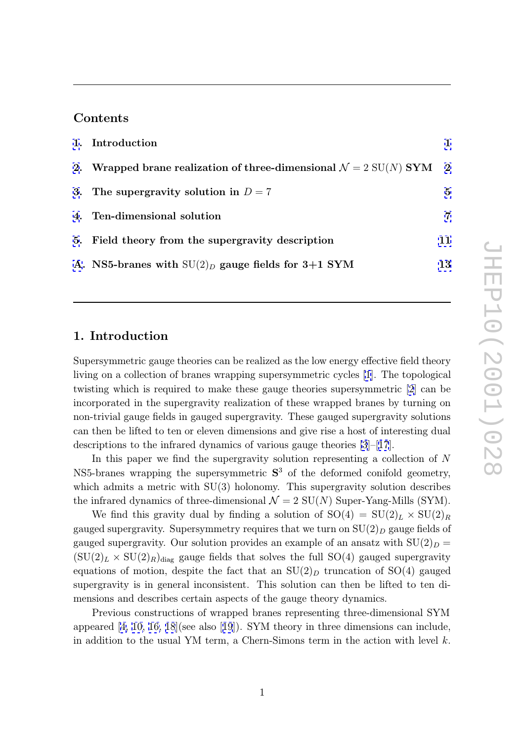## Contents

1. Introduction — 1
2. Wrapped brane realization of three-dimensional $\mathcal{N}=2$ SU($N$) SYM — 2
3. The supergravity solution in $D=7$ — 5
4. Ten-dimensional solution — 7
5. Field theory from the supergravity description — 11

A. NS5-branes with SU(2)$_D$ gauge fields for 3+1 SYM — 13

# 1. Introduction

Supersymmetric gauge theories can be realized as the low energy effective field theory living on a collection of branes wrapping supersymmetric cycles [1]. The topological twisting which is required to make these gauge theories supersymmetric [2] can be incorporated in the supergravity realization of these wrapped branes by turning on non-trivial gauge fields in gauged supergravity. These gauged supergravity solutions can then be lifted to ten or eleven dimensions and give rise a host of interesting dual descriptions to the infrared dynamics of various gauge theories [3]–[17].

In this paper we find the supergravity solution representing a collection of $N$ NS5-branes wrapping the supersymmetric $\mathbf{S}^3$ of the deformed conifold geometry, which admits a metric with SU(3) holonomy. This supergravity solution describes the infrared dynamics of three-dimensional $\mathcal{N}=2$ SU($N$) Super-Yang-Mills (SYM).

We find this gravity dual by finding a solution of SO(4) = SU(2)$_L$ $\times$ SU(2)$_R$ gauged supergravity. Supersymmetry requires that we turn on SU(2)$_D$ gauge fields of gauged supergravity. Our solution provides an example of an ansatz with SU(2)$_D$ = (SU(2)$_L$ $\times$ SU(2)$_R$)$_{\rm diag}$ gauge fields that solves the full SO(4) gauged supergravity equations of motion, despite the fact that an SU(2)$_D$ truncation of SO(4) gauged supergravity is in general inconsistent. This solution can then be lifted to ten dimensions and describes certain aspects of the gauge theory dynamics.

Previous constructions of wrapped branes representing three-dimensional SYM appeared [4, 10, 16, 18](see also [19]). SYM theory in three dimensions can include, in addition to the usual YM term, a Chern-Simons term in the action with level $k$.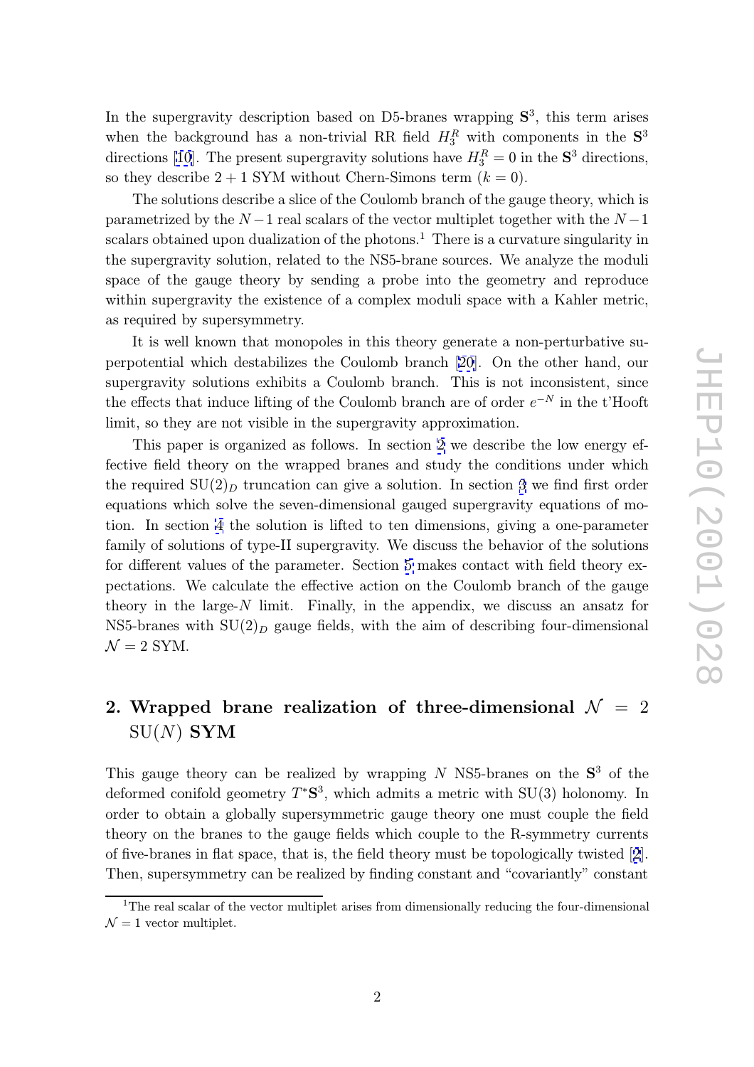In the supergravity description based on D5-branes wrapping $\mathbf{S}^3$, this term arises when the background has a non-trivial RR field $H_3^R$ with components in the $\mathbf{S}^3$ directions [10]. The present supergravity solutions have $H_3^R = 0$ in the $\mathbf{S}^3$ directions, so they describe $2+1$ SYM without Chern-Simons term ($k = 0$).

The solutions describe a slice of the Coulomb branch of the gauge theory, which is parametrized by the $N-1$ real scalars of the vector multiplet together with the $N-1$ scalars obtained upon dualization of the photons.[1] There is a curvature singularity in the supergravity solution, related to the NS5-brane sources. We analyze the moduli space of the gauge theory by sending a probe into the geometry and reproduce within supergravity the existence of a complex moduli space with a Kahler metric, as required by supersymmetry.

It is well known that monopoles in this theory generate a non-perturbative superpotential which destabilizes the Coulomb branch [20]. On the other hand, our supergravity solutions exhibits a Coulomb branch. This is not inconsistent, since the effects that induce lifting of the Coulomb branch are of order $e^{-N}$ in the t'Hooft limit, so they are not visible in the supergravity approximation.

This paper is organized as follows. In section 2 we describe the low energy effective field theory on the wrapped branes and study the conditions under which the required $\mathrm{SU}(2)_D$ truncation can give a solution. In section 3 we find first order equations which solve the seven-dimensional gauged supergravity equations of motion. In section 4 the solution is lifted to ten dimensions, giving a one-parameter family of solutions of type-II supergravity. We discuss the behavior of the solutions for different values of the parameter. Section 5 makes contact with field theory expectations. We calculate the effective action on the Coulomb branch of the gauge theory in the large-$N$ limit. Finally, in the appendix, we discuss an ansatz for NS5-branes with $\mathrm{SU}(2)_D$ gauge fields, with the aim of describing four-dimensional $\mathcal{N} = 2$ SYM.

## 2. Wrapped brane realization of three-dimensional $\mathcal{N} = 2$ $\mathrm{SU}(N)$ SYM

This gauge theory can be realized by wrapping $N$ NS5-branes on the $\mathbf{S}^3$ of the deformed conifold geometry $T^*\mathbf{S}^3$, which admits a metric with $\mathrm{SU}(3)$ holonomy. In order to obtain a globally supersymmetric gauge theory one must couple the field theory on the branes to the gauge fields which couple to the R-symmetry currents of five-branes in flat space, that is, the field theory must be topologically twisted [2]. Then, supersymmetry can be realized by finding constant and "covariantly" constant

[1] The real scalar of the vector multiplet arises from dimensionally reducing the four-dimensional $\mathcal{N} = 1$ vector multiplet.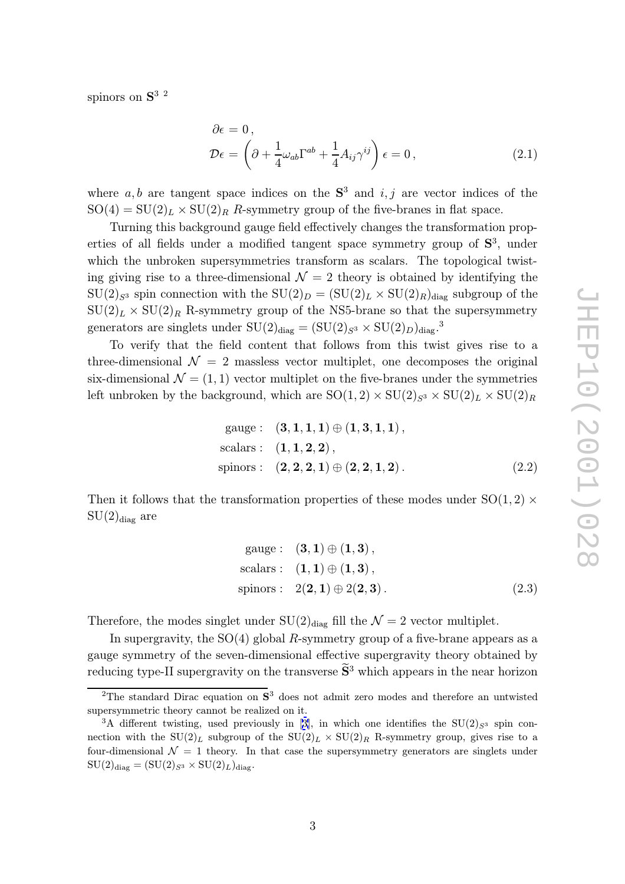spinors on $\mathbf{S}^3$ [2]

$$
\begin{aligned}
\partial \epsilon &= 0\,, \\
\mathcal{D}\epsilon &= \left(\partial + \frac{1}{4}\omega_{ab}\Gamma^{ab} + \frac{1}{4}A_{ij}\gamma^{ij}\right)\epsilon = 0\,,
\end{aligned} \tag{2.1}
$$

where $a, b$ are tangent space indices on the $\mathbf{S}^3$ and $i, j$ are vector indices of the $\mathrm{SO}(4) = \mathrm{SU}(2)_L \times \mathrm{SU}(2)_R$ $R$-symmetry group of the five-branes in flat space.

Turning this background gauge field effectively changes the transformation properties of all fields under a modified tangent space symmetry group of $\mathbf{S}^3$, under which the unbroken supersymmetries transform as scalars. The topological twisting giving rise to a three-dimensional $\mathcal{N} = 2$ theory is obtained by identifying the $\mathrm{SU}(2)_{S^3}$ spin connection with the $\mathrm{SU}(2)_D = (\mathrm{SU}(2)_L \times \mathrm{SU}(2)_R)_{\mathrm{diag}}$ subgroup of the $\mathrm{SU}(2)_L \times \mathrm{SU}(2)_R$ R-symmetry group of the NS5-brane so that the supersymmetry generators are singlets under $\mathrm{SU}(2)_{\mathrm{diag}} = (\mathrm{SU}(2)_{S^3} \times \mathrm{SU}(2)_D)_{\mathrm{diag}}$.[3]

To verify that the field content that follows from this twist gives rise to a three-dimensional $\mathcal{N} = 2$ massless vector multiplet, one decomposes the original six-dimensional $\mathcal{N} = (1,1)$ vector multiplet on the five-branes under the symmetries left unbroken by the background, which are $\mathrm{SO}(1,2) \times \mathrm{SU}(2)_{S^3} \times \mathrm{SU}(2)_L \times \mathrm{SU}(2)_R$

$$
\begin{aligned}
\text{gauge}: &\quad (\mathbf{3},\mathbf{1},\mathbf{1},\mathbf{1}) \oplus (\mathbf{1},\mathbf{3},\mathbf{1},\mathbf{1})\,, \\
\text{scalars}: &\quad (\mathbf{1},\mathbf{1},\mathbf{2},\mathbf{2})\,, \\
\text{spinors}: &\quad (\mathbf{2},\mathbf{2},\mathbf{2},\mathbf{1}) \oplus (\mathbf{2},\mathbf{2},\mathbf{1},\mathbf{2})\,.
\end{aligned} \tag{2.2}
$$

Then it follows that the transformation properties of these modes under $\mathrm{SO}(1,2) \times \mathrm{SU}(2)_{\mathrm{diag}}$ are

$$
\begin{aligned}
\text{gauge}: &\quad (\mathbf{3},\mathbf{1}) \oplus (\mathbf{1},\mathbf{3})\,, \\
\text{scalars}: &\quad (\mathbf{1},\mathbf{1}) \oplus (\mathbf{1},\mathbf{3})\,, \\
\text{spinors}: &\quad 2(\mathbf{2},\mathbf{1}) \oplus 2(\mathbf{2},\mathbf{3})\,.
\end{aligned} \tag{2.3}
$$

Therefore, the modes singlet under $\mathrm{SU}(2)_{\mathrm{diag}}$ fill the $\mathcal{N} = 2$ vector multiplet.

In supergravity, the $\mathrm{SO}(4)$ global $R$-symmetry group of a five-brane appears as a gauge symmetry of the seven-dimensional effective supergravity theory obtained by reducing type-II supergravity on the transverse $\widetilde{\mathbf{S}}^3$ which appears in the near horizon

---

[2] The standard Dirac equation on $\mathbf{S}^3$ does not admit zero modes and therefore an untwisted supersymmetric theory cannot be realized on it.

[3] A different twisting, used previously in [5], in which one identifies the $\mathrm{SU}(2)_{S^3}$ spin connection with the $\mathrm{SU}(2)_L$ subgroup of the $\mathrm{SU}(2)_L \times \mathrm{SU}(2)_R$ R-symmetry group, gives rise to a four-dimensional $\mathcal{N} = 1$ theory. In that case the supersymmetry generators are singlets under $\mathrm{SU}(2)_{\mathrm{diag}} = (\mathrm{SU}(2)_{S^3} \times \mathrm{SU}(2)_L)_{\mathrm{diag}}$.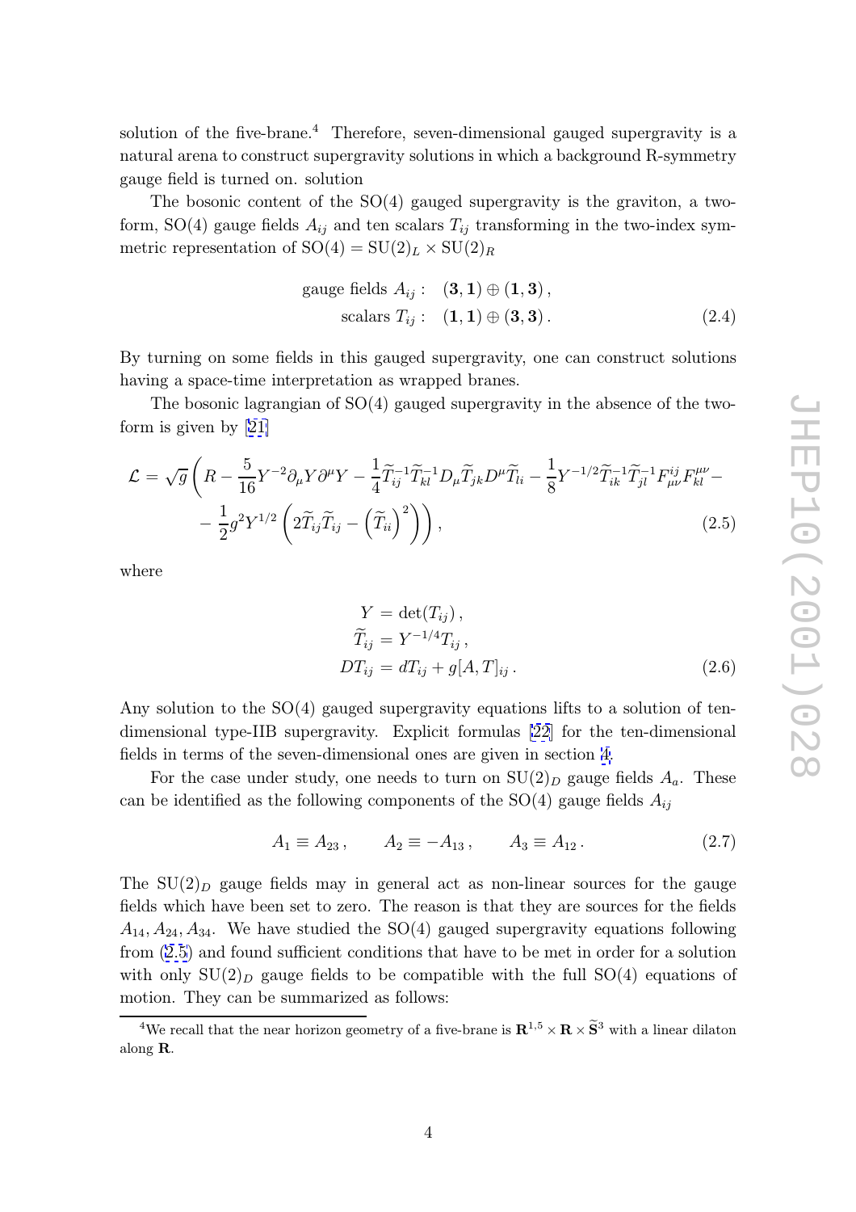solution of the five-brane.[4] Therefore, seven-dimensional gauged supergravity is a natural arena to construct supergravity solutions in which a background R-symmetry gauge field is turned on. solution

The bosonic content of the SO(4) gauged supergravity is the graviton, a two-form, SO(4) gauge fields $A_{ij}$ and ten scalars $T_{ij}$ transforming in the two-index symmetric representation of $\mathrm{SO}(4) = \mathrm{SU}(2)_L \times \mathrm{SU}(2)_R$

$$
\begin{aligned}
\text{gauge fields } A_{ij}: &\quad (\mathbf{3},\mathbf{1}) \oplus (\mathbf{1},\mathbf{3})\,, \\
\text{scalars } T_{ij}: &\quad (\mathbf{1},\mathbf{1}) \oplus (\mathbf{3},\mathbf{3})\,.
\end{aligned}
\tag{2.4}
$$

By turning on some fields in this gauged supergravity, one can construct solutions having a space-time interpretation as wrapped branes.

The bosonic lagrangian of SO(4) gauged supergravity in the absence of the two-form is given by [21]

$$
\begin{aligned}
\mathcal{L} = \sqrt{g}\Bigg( & R - \frac{5}{16} Y^{-2} \partial_\mu Y \partial^\mu Y - \frac{1}{4} \widetilde{T}^{-1}_{ij} \widetilde{T}^{-1}_{kl} D_\mu \widetilde{T}_{jk} D^\mu \widetilde{T}_{li} - \frac{1}{8} Y^{-1/2} \widetilde{T}^{-1}_{ik} \widetilde{T}^{-1}_{jl} F^{ij}_{\mu\nu} F^{\mu\nu}_{kl} - \\
& - \frac{1}{2} g^2 Y^{1/2} \left( 2 \widetilde{T}_{ij} \widetilde{T}_{ij} - \left(\widetilde{T}_{ii}\right)^2 \right) \Bigg)\,,
\end{aligned}
\tag{2.5}
$$

where

$$
\begin{aligned}
Y &= \det(T_{ij})\,, \\
\widetilde{T}_{ij} &= Y^{-1/4} T_{ij}\,, \\
DT_{ij} &= dT_{ij} + g[A,T]_{ij}\,.
\end{aligned}
\tag{2.6}
$$

Any solution to the SO(4) gauged supergravity equations lifts to a solution of ten-dimensional type-IIB supergravity. Explicit formulas [22] for the ten-dimensional fields in terms of the seven-dimensional ones are given in section 4.

For the case under study, one needs to turn on $\mathrm{SU}(2)_D$ gauge fields $A_a$. These can be identified as the following components of the SO(4) gauge fields $A_{ij}$

$$
A_1 \equiv A_{23}\,, \qquad A_2 \equiv -A_{13}\,, \qquad A_3 \equiv A_{12}\,. \tag{2.7}
$$

The $\mathrm{SU}(2)_D$ gauge fields may in general act as non-linear sources for the gauge fields which have been set to zero. The reason is that they are sources for the fields $A_{14}, A_{24}, A_{34}$. We have studied the SO(4) gauged supergravity equations following from (2.5) and found sufficient conditions that have to be met in order for a solution with only $\mathrm{SU}(2)_D$ gauge fields to be compatible with the full SO(4) equations of motion. They can be summarized as follows:

[4] We recall that the near horizon geometry of a five-brane is $\mathbf{R}^{1,5} \times \mathbf{R} \times \widetilde{\mathbf{S}}^3$ with a linear dilaton along $\mathbf{R}$.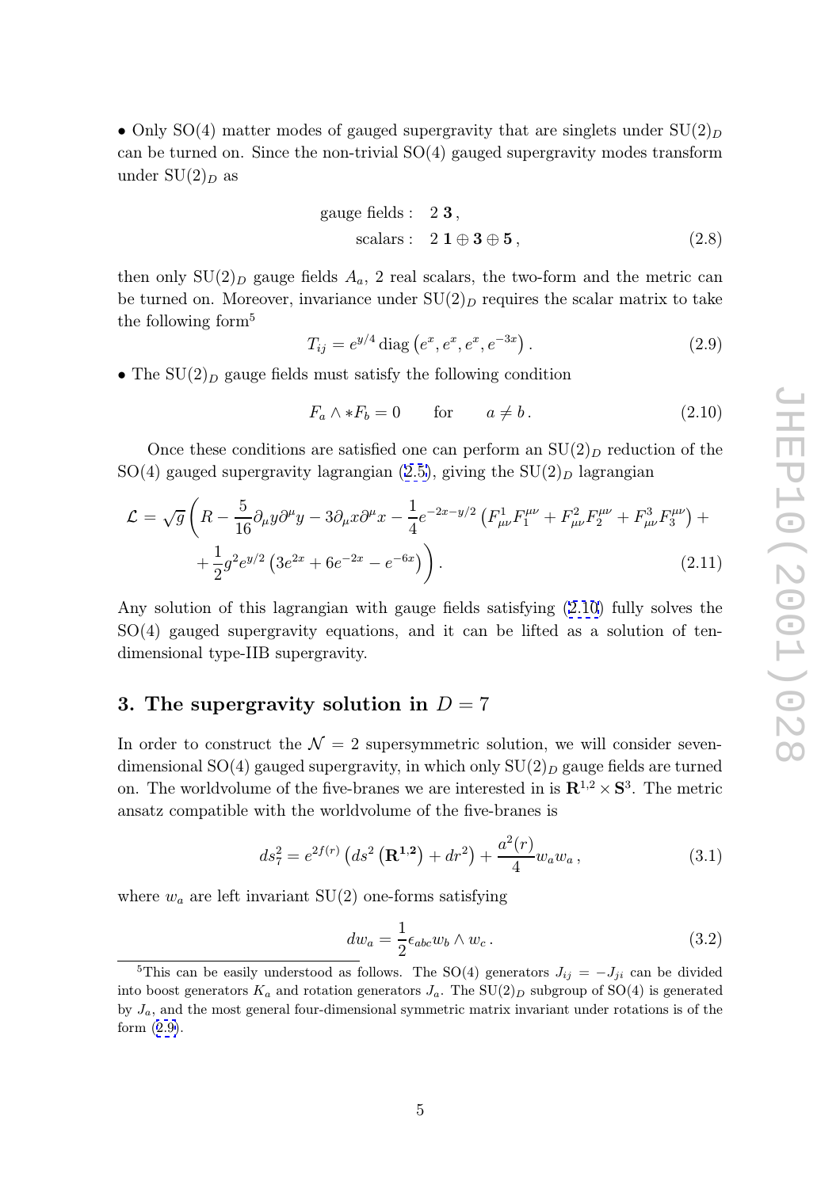• Only SO(4) matter modes of gauged supergravity that are singlets under $\mathrm{SU}(2)_D$ can be turned on. Since the non-trivial SO(4) gauged supergravity modes transform under $\mathrm{SU}(2)_D$ as

$$\begin{aligned} \text{gauge fields}: &\quad 2\,\mathbf{3}\,, \\ \text{scalars}: &\quad 2\,\mathbf{1} \oplus \mathbf{3} \oplus \mathbf{5}\,, \end{aligned} \tag{2.8}$$

then only $\mathrm{SU}(2)_D$ gauge fields $A_a$, 2 real scalars, the two-form and the metric can be turned on. Moreover, invariance under $\mathrm{SU}(2)_D$ requires the scalar matrix to take the following form[5]

$$T_{ij} = e^{y/4}\,\mathrm{diag}\left(e^{x}, e^{x}, e^{x}, e^{-3x}\right). \tag{2.9}$$

• The $\mathrm{SU}(2)_D$ gauge fields must satisfy the following condition

$$F_a \wedge *F_b = 0 \qquad \text{for} \qquad a \neq b\,. \tag{2.10}$$

Once these conditions are satisfied one can perform an $\mathrm{SU}(2)_D$ reduction of the SO(4) gauged supergravity lagrangian (2.5), giving the $\mathrm{SU}(2)_D$ lagrangian

$$\begin{aligned} \mathcal{L} = \sqrt{g}\,\bigg( R - \frac{5}{16}\partial_\mu y \partial^\mu y - 3\partial_\mu x \partial^\mu x - \frac{1}{4}e^{-2x-y/2}\left(F^1_{\mu\nu}F_1^{\mu\nu} + F^2_{\mu\nu}F_2^{\mu\nu} + F^3_{\mu\nu}F_3^{\mu\nu}\right) + \\ + \frac{1}{2}g^2 e^{y/2}\left(3e^{2x} + 6e^{-2x} - e^{-6x}\right)\bigg)\,. \end{aligned} \tag{2.11}$$

Any solution of this lagrangian with gauge fields satisfying (2.10) fully solves the SO(4) gauged supergravity equations, and it can be lifted as a solution of ten-dimensional type-IIB supergravity.

## 3. The supergravity solution in $D = 7$

In order to construct the $\mathcal{N} = 2$ supersymmetric solution, we will consider seven-dimensional SO(4) gauged supergravity, in which only $\mathrm{SU}(2)_D$ gauge fields are turned on. The worldvolume of the five-branes we are interested in is $\mathbf{R}^{1,2} \times \mathbf{S}^3$. The metric ansatz compatible with the worldvolume of the five-branes is

$$ds_7^2 = e^{2f(r)}\left(ds^2\left(\mathbf{R^{1,2}}\right) + dr^2\right) + \frac{a^2(r)}{4} w_a w_a\,, \tag{3.1}$$

where $w_a$ are left invariant SU(2) one-forms satisfying

$$dw_a = \frac{1}{2}\epsilon_{abc} w_b \wedge w_c\,. \tag{3.2}$$

---

[5] This can be easily understood as follows. The SO(4) generators $J_{ij} = -J_{ji}$ can be divided into boost generators $K_a$ and rotation generators $J_a$. The $\mathrm{SU}(2)_D$ subgroup of SO(4) is generated by $J_a$, and the most general four-dimensional symmetric matrix invariant under rotations is of the form (2.9).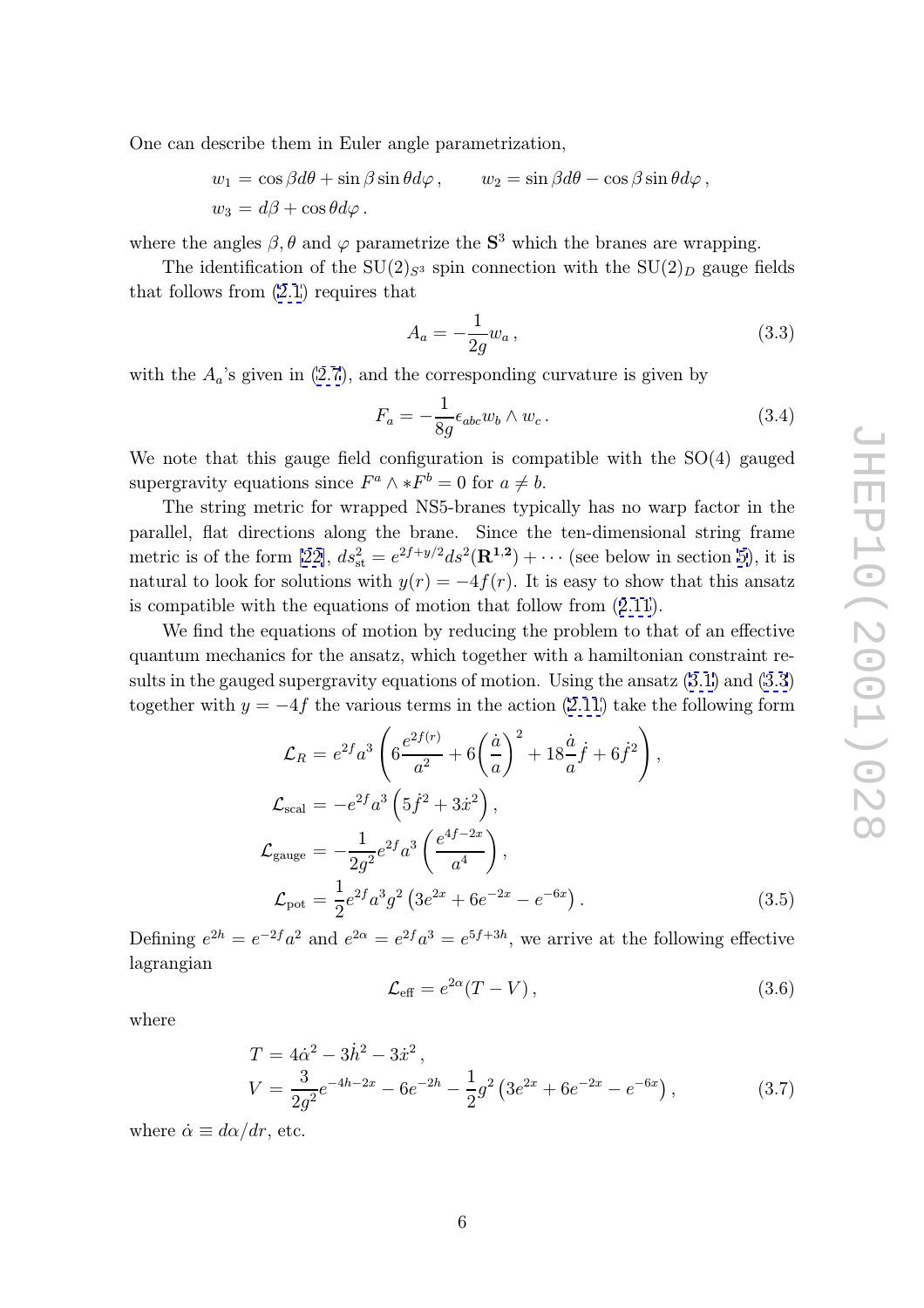One can describe them in Euler angle parametrization,

$$
\begin{aligned}
w_1 &= \cos\beta d\theta + \sin\beta \sin\theta d\varphi\,, \qquad w_2 = \sin\beta d\theta - \cos\beta \sin\theta d\varphi\,,\\
w_3 &= d\beta + \cos\theta d\varphi\,.
\end{aligned}
$$

where the angles $\beta, \theta$ and $\varphi$ parametrize the $\mathbf{S}^3$ which the branes are wrapping.

The identification of the $\mathrm{SU}(2)_{S^3}$ spin connection with the $\mathrm{SU}(2)_D$ gauge fields that follows from (2.1) requires that

$$
A_a = -\frac{1}{2g} w_a\,, \tag{3.3}
$$

with the $A_a$'s given in (2.7), and the corresponding curvature is given by

$$
F_a = -\frac{1}{8g}\epsilon_{abc} w_b \wedge w_c\,. \tag{3.4}
$$

We note that this gauge field configuration is compatible with the SO(4) gauged supergravity equations since $F^a \wedge *F^b = 0$ for $a \neq b$.

The string metric for wrapped NS5-branes typically has no warp factor in the parallel, flat directions along the brane. Since the ten-dimensional string frame metric is of the form [22], $ds^2_{\rm st} = e^{2f+y/2} ds^2(\mathbf{R}^{1,2}) + \cdots$ (see below in section 5), it is natural to look for solutions with $y(r) = -4f(r)$. It is easy to show that this ansatz is compatible with the equations of motion that follow from (2.11).

We find the equations of motion by reducing the problem to that of an effective quantum mechanics for the ansatz, which together with a hamiltonian constraint results in the gauged supergravity equations of motion. Using the ansatz (3.1) and (3.3) together with $y = -4f$ the various terms in the action (2.11) take the following form

$$
\begin{aligned}
\mathcal{L}_R &= e^{2f} a^3 \left( 6\frac{e^{2f(r)}}{a^2} + 6\left(\frac{\dot a}{a}\right)^2 + 18\frac{\dot a}{a}\dot f + 6\dot f^2 \right),\\
\mathcal{L}_{\rm scal} &= -e^{2f} a^3 \left(5\dot f^2 + 3\dot x^2\right),\\
\mathcal{L}_{\rm gauge} &= -\frac{1}{2g^2} e^{2f} a^3 \left(\frac{e^{4f-2x}}{a^4}\right),\\
\mathcal{L}_{\rm pot} &= \frac{1}{2} e^{2f} a^3 g^2 \left(3e^{2x} + 6e^{-2x} - e^{-6x}\right).
\end{aligned} \tag{3.5}
$$

Defining $e^{2h} = e^{-2f} a^2$ and $e^{2\alpha} = e^{2f} a^3 = e^{5f+3h}$, we arrive at the following effective lagrangian

$$
\mathcal{L}_{\rm eff} = e^{2\alpha}(T - V)\,, \tag{3.6}
$$

where

$$
\begin{aligned}
T &= 4\dot\alpha^2 - 3\dot h^2 - 3\dot x^2\,,\\
V &= \frac{3}{2g^2} e^{-4h-2x} - 6e^{-2h} - \frac{1}{2} g^2 \left(3e^{2x} + 6e^{-2x} - e^{-6x}\right),
\end{aligned} \tag{3.7}
$$

where $\dot\alpha \equiv d\alpha/dr$, etc.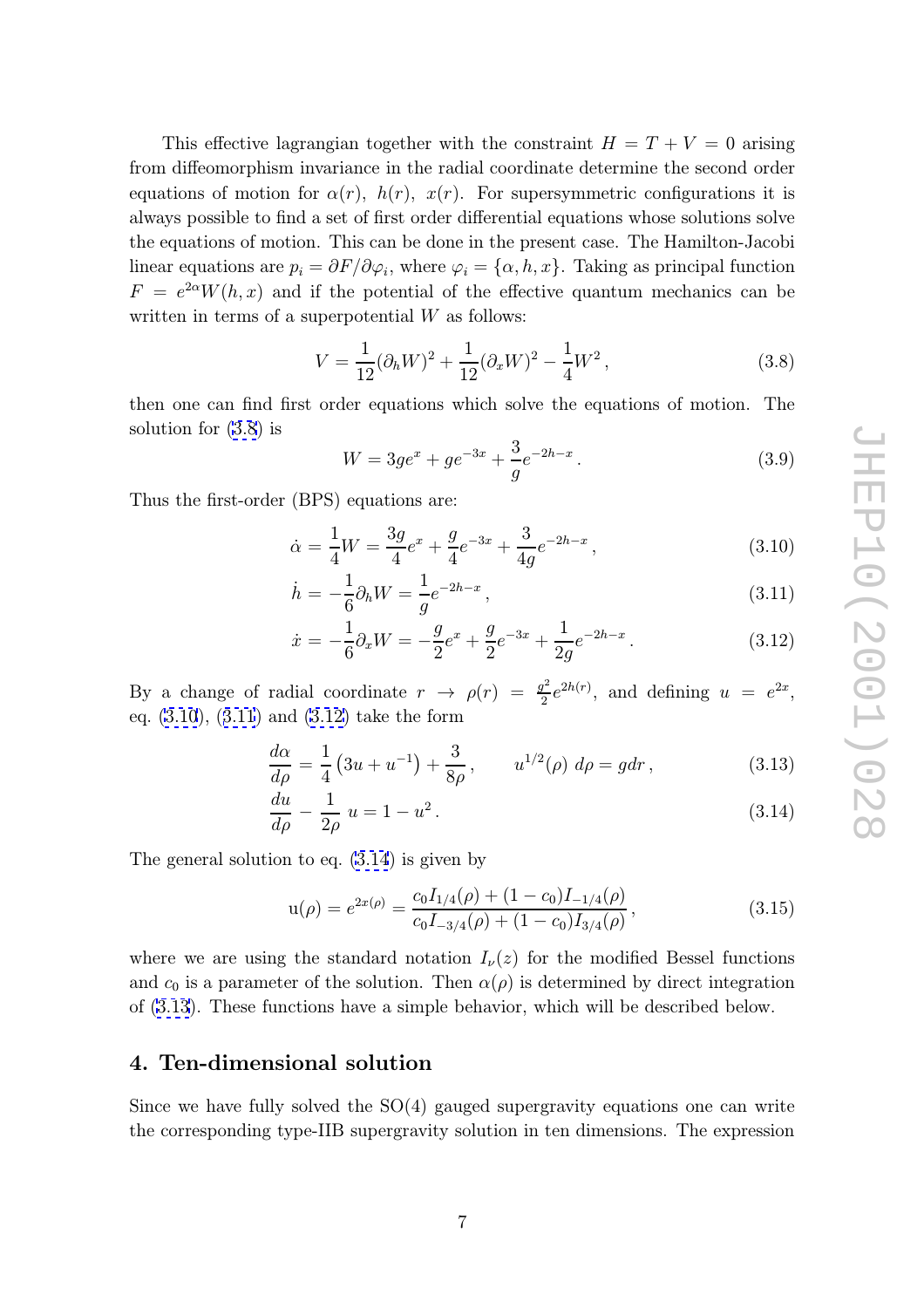This effective lagrangian together with the constraint $H = T + V = 0$ arising from diffeomorphism invariance in the radial coordinate determine the second order equations of motion for $\alpha(r)$, $h(r)$, $x(r)$. For supersymmetric configurations it is always possible to find a set of first order differential equations whose solutions solve the equations of motion. This can be done in the present case. The Hamilton-Jacobi linear equations are $p_i = \partial F / \partial \varphi_i$, where $\varphi_i = \{\alpha, h, x\}$. Taking as principal function $F = e^{2\alpha} W(h, x)$ and if the potential of the effective quantum mechanics can be written in terms of a superpotential $W$ as follows:

$$V = \frac{1}{12}(\partial_h W)^2 + \frac{1}{12}(\partial_x W)^2 - \frac{1}{4}W^2 \,, \tag{3.8}$$

then one can find first order equations which solve the equations of motion. The solution for (3.8) is

$$W = 3ge^{x} + ge^{-3x} + \frac{3}{g}e^{-2h-x} \,. \tag{3.9}$$

Thus the first-order (BPS) equations are:

$$\dot{\alpha} = \frac{1}{4}W = \frac{3g}{4}e^{x} + \frac{g}{4}e^{-3x} + \frac{3}{4g}e^{-2h-x} \,, \tag{3.10}$$

$$\dot{h} = -\frac{1}{6}\partial_h W = \frac{1}{g}e^{-2h-x} \,, \tag{3.11}$$

$$\dot{x} = -\frac{1}{6}\partial_x W = -\frac{g}{2}e^{x} + \frac{g}{2}e^{-3x} + \frac{1}{2g}e^{-2h-x} \,. \tag{3.12}$$

By a change of radial coordinate $r \to \rho(r) = \frac{g^2}{2}e^{2h(r)}$, and defining $u = e^{2x}$, eq. (3.10), (3.11) and (3.12) take the form

$$\frac{d\alpha}{d\rho} = \frac{1}{4}\left(3u + u^{-1}\right) + \frac{3}{8\rho} \,, \qquad u^{1/2}(\rho)\; d\rho = g dr \,, \tag{3.13}$$

$$\frac{du}{d\rho} - \frac{1}{2\rho}\; u = 1 - u^2 \,. \tag{3.14}$$

The general solution to eq. (3.14) is given by

$$\mathrm{u}(\rho) = e^{2x(\rho)} = \frac{c_0 I_{1/4}(\rho) + (1 - c_0) I_{-1/4}(\rho)}{c_0 I_{-3/4}(\rho) + (1 - c_0) I_{3/4}(\rho)} \,, \tag{3.15}$$

where we are using the standard notation $I_\nu(z)$ for the modified Bessel functions and $c_0$ is a parameter of the solution. Then $\alpha(\rho)$ is determined by direct integration of (3.13). These functions have a simple behavior, which will be described below.

## 4. Ten-dimensional solution

Since we have fully solved the SO(4) gauged supergravity equations one can write the corresponding type-IIB supergravity solution in ten dimensions. The expression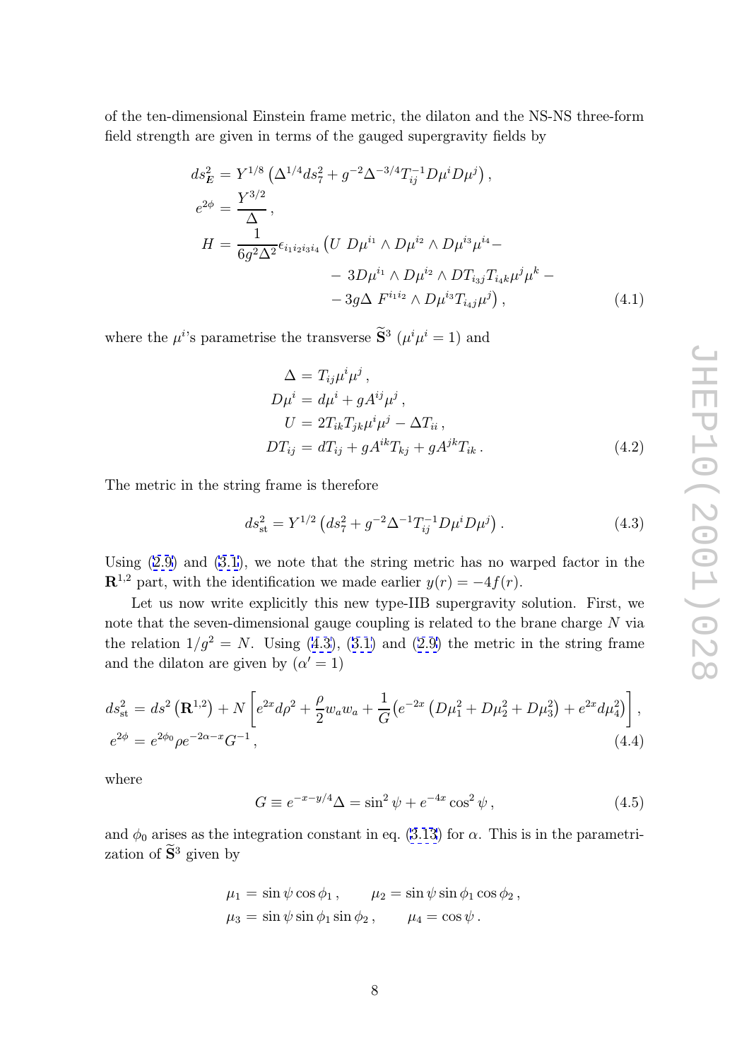of the ten-dimensional Einstein frame metric, the dilaton and the NS-NS three-form field strength are given in terms of the gauged supergravity fields by

$$
\begin{aligned}
ds_E^2 &= Y^{1/8}\left(\Delta^{1/4} ds_7^2 + g^{-2}\Delta^{-3/4} T_{ij}^{-1} D\mu^i D\mu^j\right), \\
e^{2\phi} &= \frac{Y^{3/2}}{\Delta}, \\
H &= \frac{1}{6g^2\Delta^2}\epsilon_{i_1 i_2 i_3 i_4}\left(U\ D\mu^{i_1}\wedge D\mu^{i_2}\wedge D\mu^{i_3}\mu^{i_4} - \right. \\
&\quad - 3D\mu^{i_1}\wedge D\mu^{i_2}\wedge DT_{i_3 j} T_{i_4 k}\mu^j\mu^k - \\
&\quad \left. - 3g\Delta\ F^{i_1 i_2}\wedge D\mu^{i_3} T_{i_4 j}\mu^j\right),
\end{aligned}
\tag{4.1}
$$

where the $\mu^i$'s parametrise the transverse $\widetilde{\mathbf{S}}^3$ ($\mu^i\mu^i = 1$) and

$$
\begin{aligned}
\Delta &= T_{ij}\mu^i\mu^j, \\
D\mu^i &= d\mu^i + gA^{ij}\mu^j, \\
U &= 2T_{ik}T_{jk}\mu^i\mu^j - \Delta T_{ii}, \\
DT_{ij} &= dT_{ij} + gA^{ik}T_{kj} + gA^{jk}T_{ik}.
\end{aligned}
\tag{4.2}
$$

The metric in the string frame is therefore

$$
ds_{\rm st}^2 = Y^{1/2}\left(ds_7^2 + g^{-2}\Delta^{-1} T_{ij}^{-1} D\mu^i D\mu^j\right). \tag{4.3}
$$

Using (2.9) and (3.1), we note that the string metric has no warped factor in the $\mathbf{R}^{1,2}$ part, with the identification we made earlier $y(r) = -4f(r)$.

Let us now write explicitly this new type-IIB supergravity solution. First, we note that the seven-dimensional gauge coupling is related to the brane charge $N$ via the relation $1/g^2 = N$. Using (4.3), (3.1) and (2.9) the metric in the string frame and the dilaton are given by ($\alpha' = 1$)

$$
\begin{aligned}
ds_{\rm st}^2 &= ds^2\left(\mathbf{R}^{1,2}\right) + N\left[e^{2x}d\rho^2 + \frac{\rho}{2}w_a w_a + \frac{1}{G}\left(e^{-2x}\left(D\mu_1^2 + D\mu_2^2 + D\mu_3^2\right) + e^{2x}d\mu_4^2\right)\right], \\
e^{2\phi} &= e^{2\phi_0}\rho e^{-2\alpha - x}G^{-1},
\end{aligned}
\tag{4.4}
$$

where

$$
G \equiv e^{-x-y/4}\Delta = \sin^2\psi + e^{-4x}\cos^2\psi, \tag{4.5}
$$

and $\phi_0$ arises as the integration constant in eq. (3.13) for $\alpha$. This is in the parametrization of $\widetilde{\mathbf{S}}^3$ given by

$$
\begin{aligned}
\mu_1 &= \sin\psi\cos\phi_1, \qquad \mu_2 = \sin\psi\sin\phi_1\cos\phi_2, \\
\mu_3 &= \sin\psi\sin\phi_1\sin\phi_2, \qquad \mu_4 = \cos\psi.
\end{aligned}
$$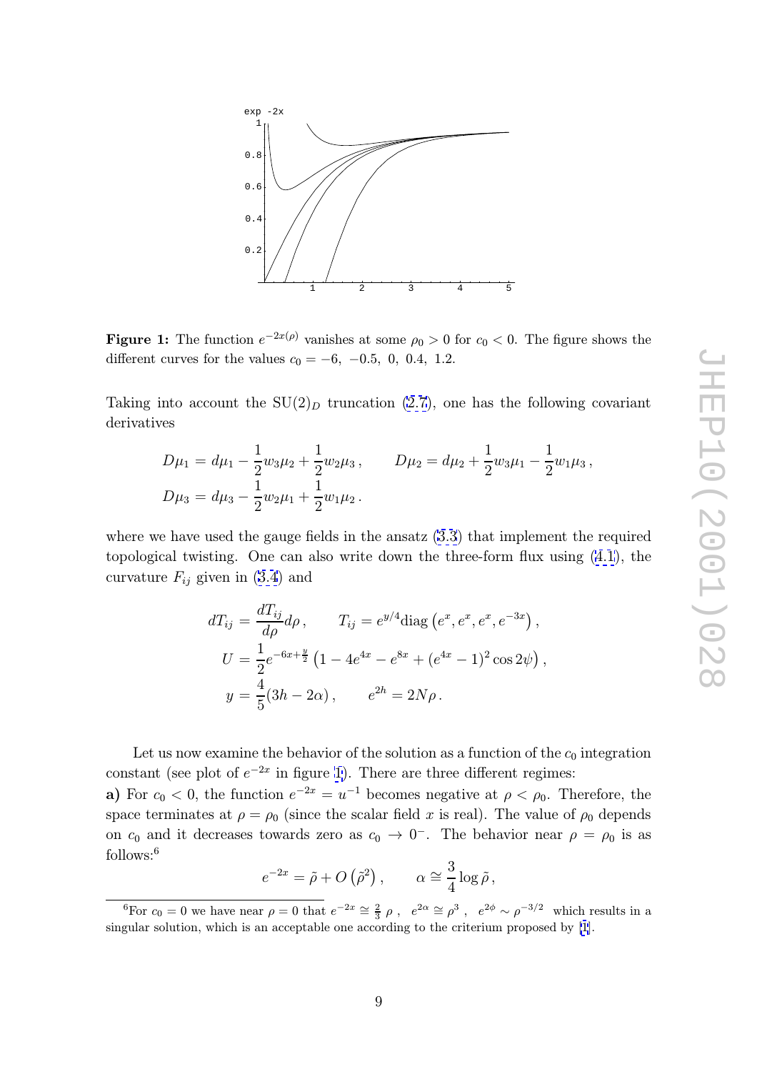**Figure 1:** The function $e^{-2x(\rho)}$ vanishes at some $\rho_0 > 0$ for $c_0 < 0$. The figure shows the different curves for the values $c_0 = -6,\ -0.5,\ 0,\ 0.4,\ 1.2$.

Taking into account the $\mathrm{SU}(2)_D$ truncation (2.7), one has the following covariant derivatives

$$
\begin{aligned}
D\mu_1 &= d\mu_1 - \frac{1}{2}w_3\mu_2 + \frac{1}{2}w_2\mu_3 \,, \qquad D\mu_2 = d\mu_2 + \frac{1}{2}w_3\mu_1 - \frac{1}{2}w_1\mu_3 \,, \\
D\mu_3 &= d\mu_3 - \frac{1}{2}w_2\mu_1 + \frac{1}{2}w_1\mu_2 \,.
\end{aligned}
$$

where we have used the gauge fields in the ansatz (3.3) that implement the required topological twisting. One can also write down the three-form flux using (4.1), the curvature $F_{ij}$ given in (3.4) and

$$
\begin{aligned}
dT_{ij} &= \frac{dT_{ij}}{d\rho} d\rho \,, \qquad T_{ij} = e^{y/4} \mathrm{diag}\left(e^{x}, e^{x}, e^{x}, e^{-3x}\right), \\
U &= \frac{1}{2} e^{-6x + \frac{y}{2}} \left(1 - 4e^{4x} - e^{8x} + (e^{4x} - 1)^2 \cos 2\psi\right), \\
y &= \frac{4}{5}(3h - 2\alpha) \,, \qquad e^{2h} = 2N\rho \,.
\end{aligned}
$$

Let us now examine the behavior of the solution as a function of the $c_0$ integration constant (see plot of $e^{-2x}$ in figure 1). There are three different regimes:

**a)** For $c_0 < 0$, the function $e^{-2x} = u^{-1}$ becomes negative at $\rho < \rho_0$. Therefore, the space terminates at $\rho = \rho_0$ (since the scalar field $x$ is real). The value of $\rho_0$ depends on $c_0$ and it decreases towards zero as $c_0 \to 0^-$. The behavior near $\rho = \rho_0$ is as follows:[6]

$$
e^{-2x} = \tilde{\rho} + O\left(\tilde{\rho}^2\right), \qquad \alpha \cong \frac{3}{4} \log \tilde{\rho} \,,
$$

[6] For $c_0 = 0$ we have near $\rho = 0$ that $e^{-2x} \cong \frac{2}{3}\rho$ , $e^{2\alpha} \cong \rho^3$ , $e^{2\phi} \sim \rho^{-3/2}$ which results in a singular solution, which is an acceptable one according to the criterium proposed by [1].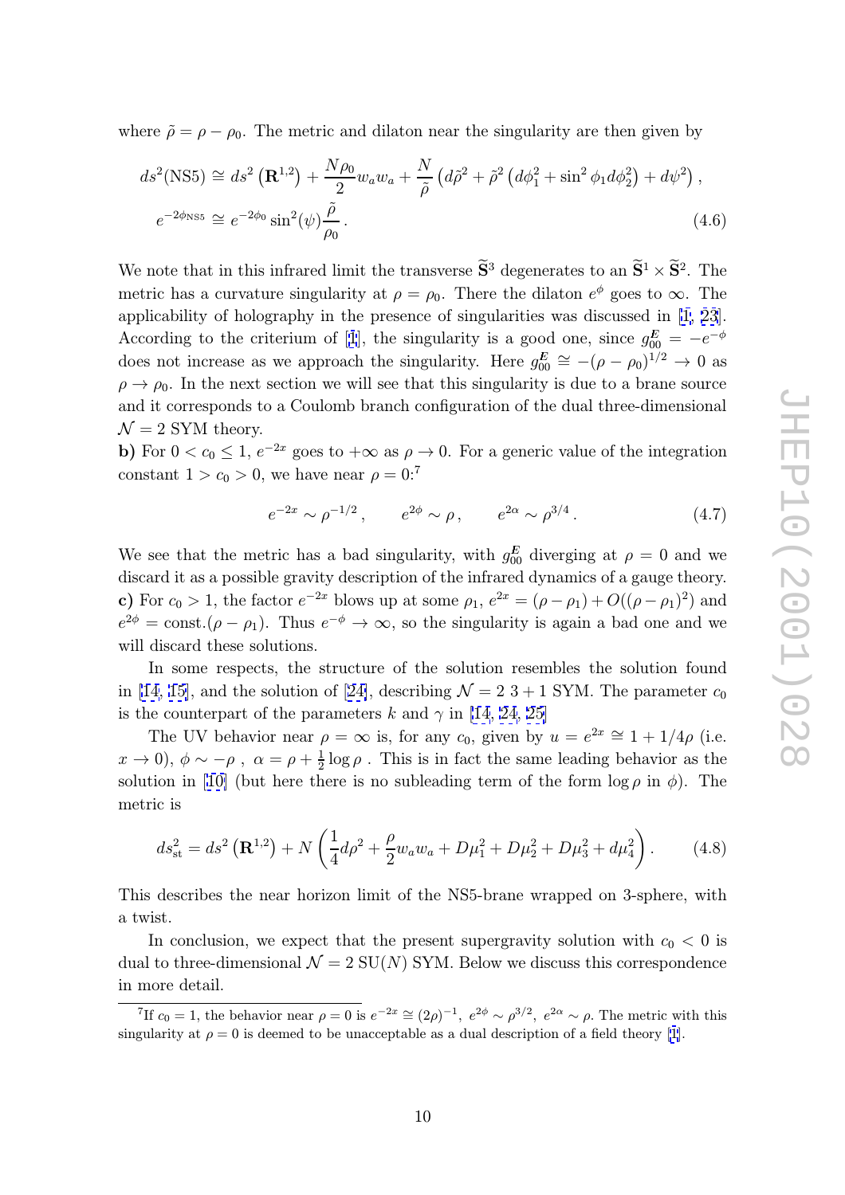where $\tilde{\rho} = \rho - \rho_0$. The metric and dilaton near the singularity are then given by

$$
\begin{aligned}
ds^2(\mathrm{NS5}) &\cong ds^2\left(\mathbf{R}^{1,2}\right) + \frac{N\rho_0}{2} w_a w_a + \frac{N}{\tilde{\rho}}\left(d\tilde{\rho}^2 + \tilde{\rho}^2\left(d\phi_1^2 + \sin^2\phi_1 d\phi_2^2\right) + d\psi^2\right), \\
e^{-2\phi_{\mathrm{NS5}}} &\cong e^{-2\phi_0}\sin^2(\psi)\frac{\tilde{\rho}}{\rho_0}. 
\end{aligned}
\tag{4.6}
$$

We note that in this infrared limit the transverse $\widetilde{\mathbf{S}}^3$ degenerates to an $\widetilde{\mathbf{S}}^1 \times \widetilde{\mathbf{S}}^2$. The metric has a curvature singularity at $\rho = \rho_0$. There the dilaton $e^{\phi}$ goes to $\infty$. The applicability of holography in the presence of singularities was discussed in [1, 23]. According to the criterium of [1], the singularity is a good one, since $g_{00}^E = -e^{-\phi}$ does not increase as we approach the singularity. Here $g_{00}^E \cong -(\rho-\rho_0)^{1/2} \to 0$ as $\rho \to \rho_0$. In the next section we will see that this singularity is due to a brane source and it corresponds to a Coulomb branch configuration of the dual three-dimensional $\mathcal{N}=2$ SYM theory.

**b)** For $0 < c_0 \leq 1$, $e^{-2x}$ goes to $+\infty$ as $\rho \to 0$. For a generic value of the integration constant $1 > c_0 > 0$, we have near $\rho = 0$:[7]

$$
e^{-2x} \sim \rho^{-1/2}, \qquad e^{2\phi} \sim \rho, \qquad e^{2\alpha} \sim \rho^{3/4}. \tag{4.7}
$$

We see that the metric has a bad singularity, with $g_{00}^E$ diverging at $\rho = 0$ and we discard it as a possible gravity description of the infrared dynamics of a gauge theory.

**c)** For $c_0 > 1$, the factor $e^{-2x}$ blows up at some $\rho_1$, $e^{2x} = (\rho - \rho_1) + O((\rho-\rho_1)^2)$ and $e^{2\phi} = \mathrm{const.}(\rho - \rho_1)$. Thus $e^{-\phi} \to \infty$, so the singularity is again a bad one and we will discard these solutions.

In some respects, the structure of the solution resembles the solution found in [14, 15], and the solution of [24], describing $\mathcal{N}=2$ 3+1 SYM. The parameter $c_0$ is the counterpart of the parameters $k$ and $\gamma$ in [14, 24, 25]

The UV behavior near $\rho = \infty$ is, for any $c_0$, given by $u = e^{2x} \cong 1 + 1/4\rho$ (i.e. $x \to 0$), $\phi \sim -\rho$ , $\alpha = \rho + \frac{1}{2}\log\rho$ . This is in fact the same leading behavior as the solution in [10] (but here there is no subleading term of the form $\log\rho$ in $\phi$). The metric is

$$
ds^2_{\mathrm{st}} = ds^2\left(\mathbf{R}^{1,2}\right) + N\left(\frac{1}{4}d\rho^2 + \frac{\rho}{2}w_a w_a + D\mu_1^2 + D\mu_2^2 + D\mu_3^2 + d\mu_4^2\right). \tag{4.8}
$$

This describes the near horizon limit of the NS5-brane wrapped on 3-sphere, with a twist.

In conclusion, we expect that the present supergravity solution with $c_0 < 0$ is dual to three-dimensional $\mathcal{N}=2$ SU($N$) SYM. Below we discuss this correspondence in more detail.

---

[7] If $c_0 = 1$, the behavior near $\rho = 0$ is $e^{-2x} \cong (2\rho)^{-1}$, $e^{2\phi} \sim \rho^{3/2}$, $e^{2\alpha} \sim \rho$. The metric with this singularity at $\rho = 0$ is deemed to be unacceptable as a dual description of a field theory [1].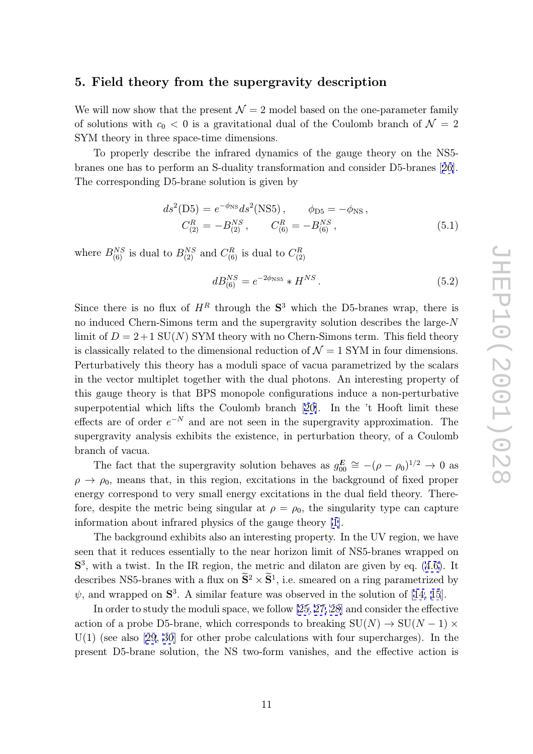## 5. Field theory from the supergravity description

We will now show that the present $\mathcal{N}=2$ model based on the one-parameter family of solutions with $c_0<0$ is a gravitational dual of the Coulomb branch of $\mathcal{N}=2$ SYM theory in three space-time dimensions.

To properly describe the infrared dynamics of the gauge theory on the NS5-branes one has to perform an S-duality transformation and consider D5-branes [26]. The corresponding D5-brane solution is given by

$$
\begin{aligned}
ds^2(\mathrm{D5}) &= e^{-\phi_{\rm NS}} ds^2(\mathrm{NS5})\,, \qquad \phi_{\rm D5} = -\phi_{\rm NS}\,,\\
C^R_{(2)} &= -B^{NS}_{(2)}\,, \qquad C^R_{(6)} = -B^{NS}_{(6)}\,,
\end{aligned}
\tag{5.1}
$$

where $B^{NS}_{(6)}$ is dual to $B^{NS}_{(2)}$ and $C^R_{(6)}$ is dual to $C^R_{(2)}$

$$
dB^{NS}_{(6)} = e^{-2\phi_{\rm NS5}} * H^{NS}\,. \tag{5.2}
$$

Since there is no flux of $H^R$ through the $\mathbf{S}^3$ which the D5-branes wrap, there is no induced Chern-Simons term and the supergravity solution describes the large-$N$ limit of $D=2+1$ SU($N$) SYM theory with no Chern-Simons term. This field theory is classically related to the dimensional reduction of $\mathcal{N}=1$ SYM in four dimensions. Perturbatively this theory has a moduli space of vacua parametrized by the scalars in the vector multiplet together with the dual photons. An interesting property of this gauge theory is that BPS monopole configurations induce a non-perturbative superpotential which lifts the Coulomb branch [20]. In the 't Hooft limit these effects are of order $e^{-N}$ and are not seen in the supergravity approximation. The supergravity analysis exhibits the existence, in perturbation theory, of a Coulomb branch of vacua.

The fact that the supergravity solution behaves as $g^{E}_{00}\cong -(\rho-\rho_0)^{1/2}\to 0$ as $\rho\to\rho_0$, means that, in this region, excitations in the background of fixed proper energy correspond to very small energy excitations in the dual field theory. Therefore, despite the metric being singular at $\rho=\rho_0$, the singularity type can capture information about infrared physics of the gauge theory [1].

The background exhibits also an interesting property. In the UV region, we have seen that it reduces essentially to the near horizon limit of NS5-branes wrapped on $\mathbf{S}^3$, with a twist. In the IR region, the metric and dilaton are given by eq. (4.6). It describes NS5-branes with a flux on $\widetilde{\mathbf{S}}^2\times\widetilde{\mathbf{S}}^1$, i.e. smeared on a ring parametrized by $\psi$, and wrapped on $\mathbf{S}^3$. A similar feature was observed in the solution of [14, 15].

In order to study the moduli space, we follow [25, 27, 28] and consider the effective action of a probe D5-brane, which corresponds to breaking SU($N$) $\to$ SU($N-1$) $\times$ U(1) (see also [29, 30] for other probe calculations with four supercharges). In the present D5-brane solution, the NS two-form vanishes, and the effective action is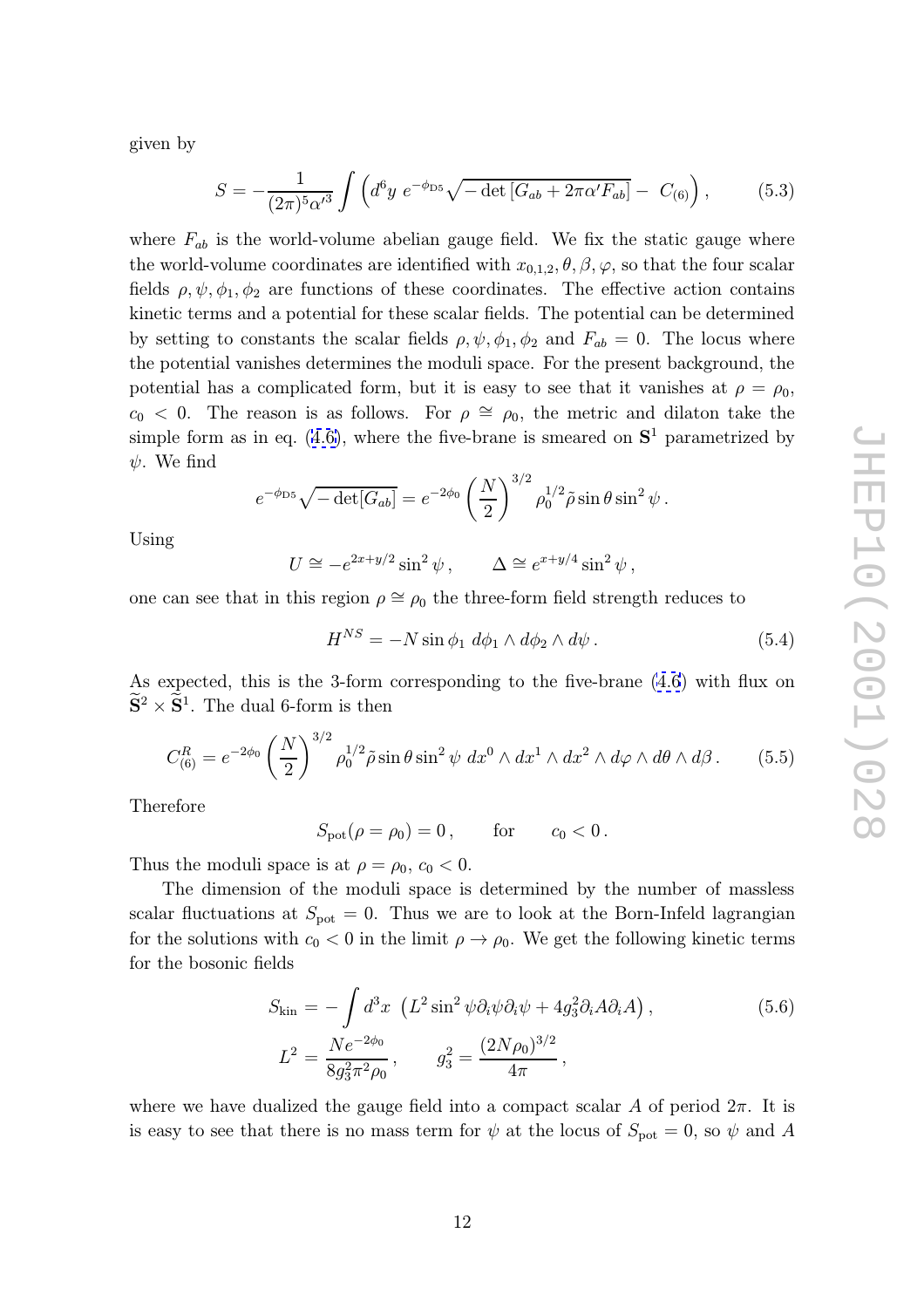given by

$$S = -\frac{1}{(2\pi)^5 \alpha'^3} \int \left( d^6 y \; e^{-\phi_{\rm D5}} \sqrt{-\det\left[G_{ab} + 2\pi\alpha' F_{ab}\right]} - \; C_{(6)} \right), \tag{5.3}$$

where $F_{ab}$ is the world-volume abelian gauge field. We fix the static gauge where the world-volume coordinates are identified with $x_{0,1,2}, \theta, \beta, \varphi$, so that the four scalar fields $\rho, \psi, \phi_1, \phi_2$ are functions of these coordinates. The effective action contains kinetic terms and a potential for these scalar fields. The potential can be determined by setting to constants the scalar fields $\rho, \psi, \phi_1, \phi_2$ and $F_{ab} = 0$. The locus where the potential vanishes determines the moduli space. For the present backgound, the potential has a complicated form, but it is easy to see that it vanishes at $\rho = \rho_0$, $c_0 < 0$. The reason is as follows. For $\rho \cong \rho_0$, the metric and dilaton take the simple form as in eq. (4.6), where the five-brane is smeared on $\mathbf{S}^1$ parametrized by $\psi$. We find

$$e^{-\phi_{\rm D5}} \sqrt{-\det[G_{ab}]} = e^{-2\phi_0} \left(\frac{N}{2}\right)^{3/2} \rho_0^{1/2} \tilde{\rho} \sin\theta \sin^2\psi \,.$$

Using

$$U \cong -e^{2x+y/2} \sin^2\psi \,, \qquad \Delta \cong e^{x+y/4} \sin^2\psi \,,$$

one can see that in this region $\rho \cong \rho_0$ the three-form field strength reduces to

$$H^{NS} = -N \sin\phi_1 \; d\phi_1 \wedge d\phi_2 \wedge d\psi \,. \tag{5.4}$$

As expected, this is the 3-form corresponding to the five-brane (4.6) with flux on $\widetilde{\mathbf{S}}^2 \times \widetilde{\mathbf{S}}^1$. The dual 6-form is then

$$C^R_{(6)} = e^{-2\phi_0} \left(\frac{N}{2}\right)^{3/2} \rho_0^{1/2} \tilde{\rho} \sin\theta \sin^2\psi \; dx^0 \wedge dx^1 \wedge dx^2 \wedge d\varphi \wedge d\theta \wedge d\beta \,. \tag{5.5}$$

Therefore

$$S_{\rm pot}(\rho = \rho_0) = 0 \,, \qquad \text{for} \qquad c_0 < 0 \,.$$

Thus the moduli space is at $\rho = \rho_0$, $c_0 < 0$.

The dimension of the moduli space is determined by the number of massless scalar fluctuations at $S_{\rm pot} = 0$. Thus we are to look at the Born-Infeld lagrangian for the solutions with $c_0 < 0$ in the limit $\rho \to \rho_0$. We get the following kinetic terms for the bosonic fields

$$\begin{aligned} S_{\rm kin} &= -\int d^3x \; \left( L^2 \sin^2\psi \partial_i \psi \partial_i \psi + 4 g_3^2 \partial_i A \partial_i A \right), \\ L^2 &= \frac{N e^{-2\phi_0}}{8 g_3^2 \pi^2 \rho_0} \,, \qquad g_3^2 = \frac{(2N\rho_0)^{3/2}}{4\pi} \,, \end{aligned} \tag{5.6}$$

where we have dualized the gauge field into a compact scalar $A$ of period $2\pi$. It is is easy to see that there is no mass term for $\psi$ at the locus of $S_{\rm pot} = 0$, so $\psi$ and $A$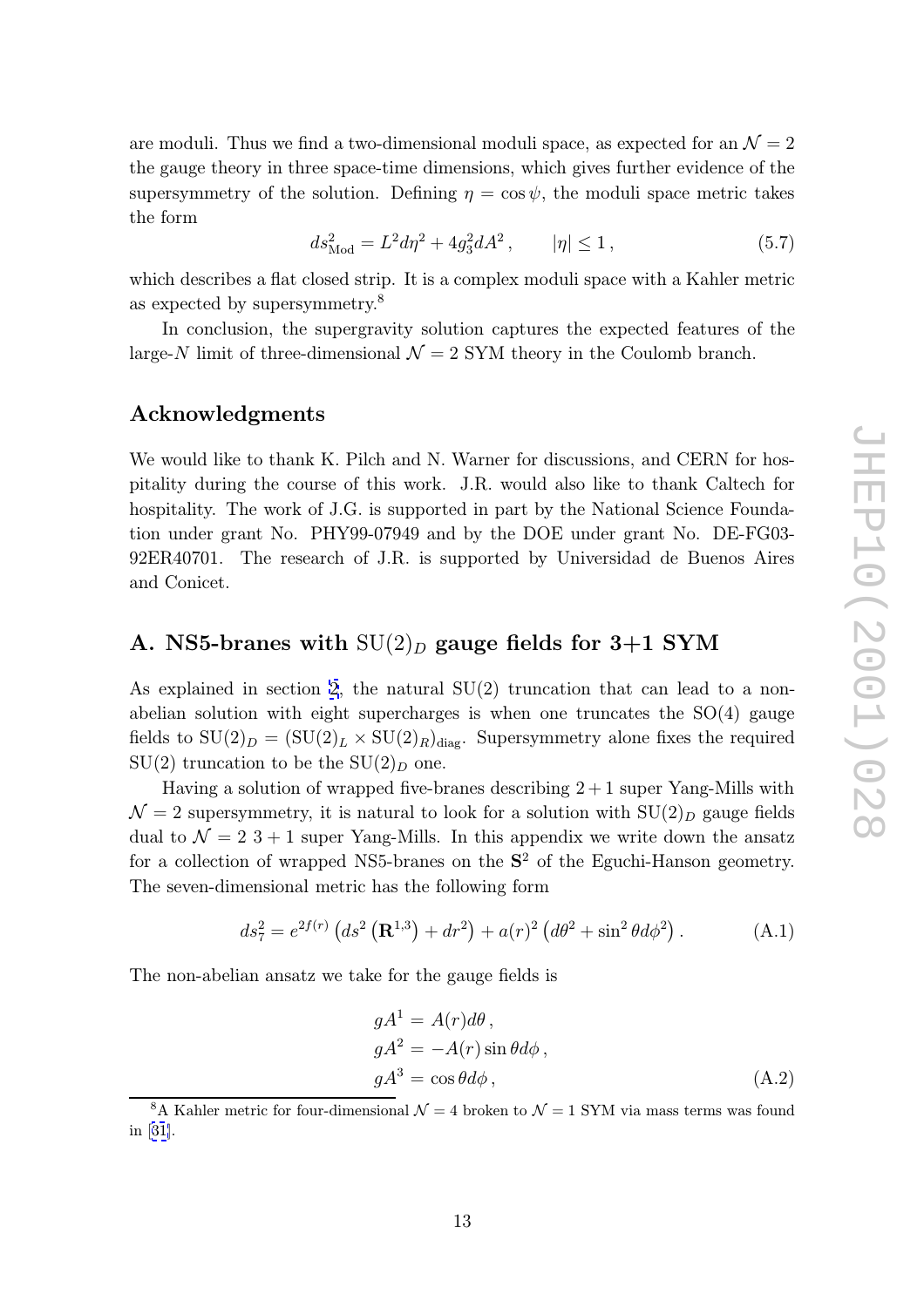are moduli. Thus we find a two-dimensional moduli space, as expected for an $\mathcal{N}=2$ the gauge theory in three space-time dimensions, which gives further evidence of the supersymmetry of the solution. Defining $\eta = \cos\psi$, the moduli space metric takes the form

$$ds^2_{\rm Mod} = L^2 d\eta^2 + 4g_3^2 dA^2\,, \qquad |\eta| \leq 1\,, \tag{5.7}$$

which describes a flat closed strip. It is a complex moduli space with a Kahler metric as expected by supersymmetry.[8]

In conclusion, the supergravity solution captures the expected features of the large-$N$ limit of three-dimensional $\mathcal{N}=2$ SYM theory in the Coulomb branch.

## Acknowledgments

We would like to thank K. Pilch and N. Warner for discussions, and CERN for hospitality during the course of this work. J.R. would also like to thank Caltech for hospitality. The work of J.G. is supported in part by the National Science Foundation under grant No. PHY99-07949 and by the DOE under grant No. DE-FG03-92ER40701. The research of J.R. is supported by Universidad de Buenos Aires and Conicet.

## A. NS5-branes with $\mathrm{SU}(2)_D$ gauge fields for 3+1 SYM

As explained in section 2, the natural SU(2) truncation that can lead to a non-abelian solution with eight supercharges is when one truncates the SO(4) gauge fields to $\mathrm{SU}(2)_D = (\mathrm{SU}(2)_L \times \mathrm{SU}(2)_R)_{\rm diag}$. Supersymmetry alone fixes the required SU(2) truncation to be the $\mathrm{SU}(2)_D$ one.

Having a solution of wrapped five-branes describing $2+1$ super Yang-Mills with $\mathcal{N}=2$ supersymmetry, it is natural to look for a solution with $\mathrm{SU}(2)_D$ gauge fields dual to $\mathcal{N}=2$ $3+1$ super Yang-Mills. In this appendix we write down the ansatz for a collection of wrapped NS5-branes on the $\mathbf{S}^2$ of the Eguchi-Hanson geometry. The seven-dimensional metric has the following form

$$ds_7^2 = e^{2f(r)}\left(ds^2\left(\mathbf{R}^{1,3}\right) + dr^2\right) + a(r)^2\left(d\theta^2 + \sin^2\theta d\phi^2\right). \tag{A.1}$$

The non-abelian ansatz we take for the gauge fields is

$$\begin{aligned}
gA^1 &= A(r)d\theta\,,\\
gA^2 &= -A(r)\sin\theta d\phi\,,\\
gA^3 &= \cos\theta d\phi\,,
\end{aligned} \tag{A.2}$$

[8] A Kahler metric for four-dimensional $\mathcal{N}=4$ broken to $\mathcal{N}=1$ SYM via mass terms was found in [31].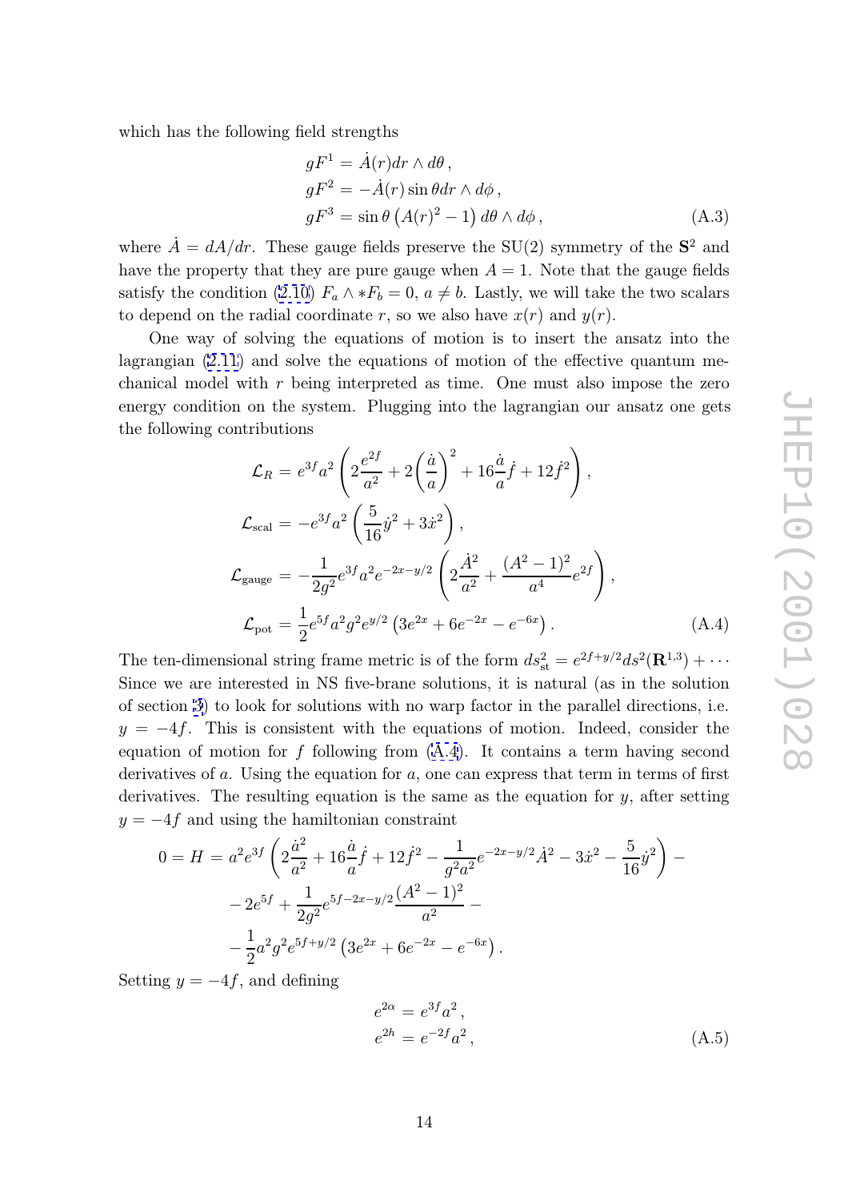which has the following field strengths

$$
\begin{aligned}
gF^1 &= \dot{A}(r) dr \wedge d\theta \,, \\
gF^2 &= -\dot{A}(r) \sin\theta dr \wedge d\phi \,, \\
gF^3 &= \sin\theta \left( A(r)^2 - 1 \right) d\theta \wedge d\phi \,,
\end{aligned}
\tag{A.3}
$$

where $\dot{A} = dA/dr$. These gauge fields preserve the SU(2) symmetry of the $\mathbf{S}^2$ and have the property that they are pure gauge when $A = 1$. Note that the gauge fields satisfy the condition (2.10) $F_a \wedge *F_b = 0$, $a \neq b$. Lastly, we will take the two scalars to depend on the radial coordinate $r$, so we also have $x(r)$ and $y(r)$.

One way of solving the equations of motion is to insert the ansatz into the lagrangian (2.11) and solve the equations of motion of the effective quantum mechanical model with $r$ being interpreted as time. One must also impose the zero energy condition on the system. Plugging into the lagrangian our ansatz one gets the following contributions

$$
\begin{aligned}
\mathcal{L}_R &= e^{3f} a^2 \left( 2\frac{e^{2f}}{a^2} + 2\left(\frac{\dot{a}}{a}\right)^2 + 16\frac{\dot{a}}{a}\dot{f} + 12\dot{f}^2 \right) , \\
\mathcal{L}_{\rm scal} &= -e^{3f} a^2 \left( \frac{5}{16}\dot{y}^2 + 3\dot{x}^2 \right) , \\
\mathcal{L}_{\rm gauge} &= -\frac{1}{2g^2} e^{3f} a^2 e^{-2x-y/2} \left( 2\frac{\dot{A}^2}{a^2} + \frac{(A^2-1)^2}{a^4} e^{2f} \right) , \\
\mathcal{L}_{\rm pot} &= \frac{1}{2} e^{5f} a^2 g^2 e^{y/2} \left( 3e^{2x} + 6e^{-2x} - e^{-6x} \right) .
\end{aligned}
\tag{A.4}
$$

The ten-dimensional string frame metric is of the form $ds^2_{\rm st} = e^{2f+y/2} ds^2(\mathbf{R}^{1,3}) + \cdots$ Since we are interested in NS five-brane solutions, it is natural (as in the solution of section 3) to look for solutions with no warp factor in the parallel directions, i.e. $y = -4f$. This is consistent with the equations of motion. Indeed, consider the equation of motion for $f$ following from (A.4). It contains a term having second derivatives of $a$. Using the equation for $a$, one can express that term in terms of first derivatives. The resulting equation is the same as the equation for $y$, after setting $y = -4f$ and using the hamiltonian constraint

$$
\begin{aligned}
0 = H &= a^2 e^{3f} \left( 2\frac{\dot{a}^2}{a^2} + 16\frac{\dot{a}}{a}\dot{f} + 12\dot{f}^2 - \frac{1}{g^2 a^2} e^{-2x-y/2} \dot{A}^2 - 3\dot{x}^2 - \frac{5}{16}\dot{y}^2 \right) - \\
&- 2e^{5f} + \frac{1}{2g^2} e^{5f-2x-y/2} \frac{(A^2-1)^2}{a^2} - \\
&- \frac{1}{2} a^2 g^2 e^{5f+y/2} \left( 3e^{2x} + 6e^{-2x} - e^{-6x} \right) .
\end{aligned}
$$

Setting $y = -4f$, and defining

$$
\begin{aligned}
e^{2\alpha} &= e^{3f} a^2 \,, \\
e^{2h} &= e^{-2f} a^2 \,,
\end{aligned}
\tag{A.5}
$$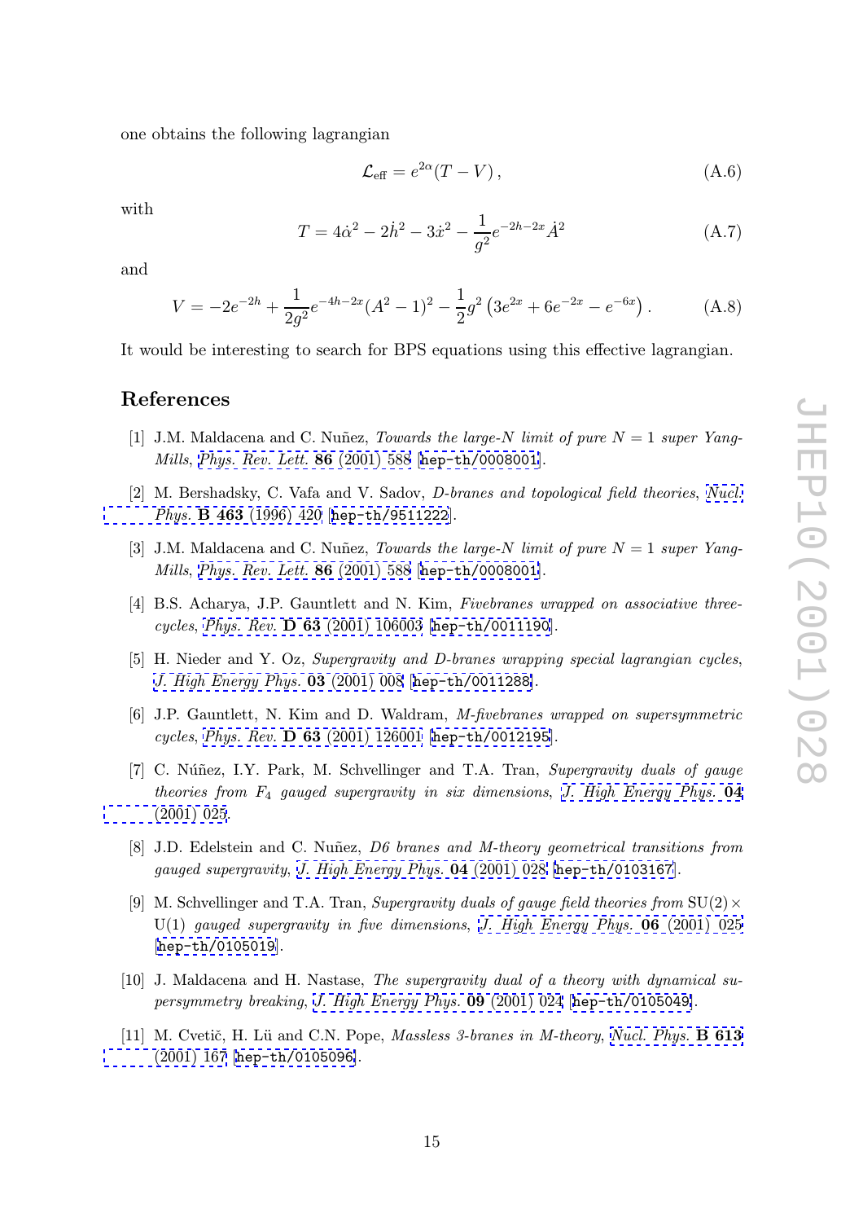one obtains the following lagrangian

$$\mathcal{L}_{\rm eff} = e^{2\alpha}(T - V)\,, \tag{A.6}$$

with

$$T = 4\dot{\alpha}^2 - 2\dot{h}^2 - 3\dot{x}^2 - \frac{1}{g^2}e^{-2h-2x}\dot{A}^2 \tag{A.7}$$

and

$$V = -2e^{-2h} + \frac{1}{2g^2}e^{-4h-2x}(A^2-1)^2 - \frac{1}{2}g^2\left(3e^{2x} + 6e^{-2x} - e^{-6x}\right). \tag{A.8}$$

It would be interesting to search for BPS equations using this effective lagrangian.

## References

[1] J.M. Maldacena and C. Nuñez, *Towards the large-N limit of pure $N = 1$ super Yang-Mills*, Phys. Rev. Lett. **86** (2001) 588 [hep-th/0008001].

[2] M. Bershadsky, C. Vafa and V. Sadov, *D-branes and topological field theories*, Nucl. Phys. **B 463** (1996) 420 [hep-th/9511222].

[3] J.M. Maldacena and C. Nuñez, *Towards the large-N limit of pure $N = 1$ super Yang-Mills*, Phys. Rev. Lett. **86** (2001) 588 [hep-th/0008001].

[4] B.S. Acharya, J.P. Gauntlett and N. Kim, *Fivebranes wrapped on associative three-cycles*, Phys. Rev. **D 63** (2001) 106003 [hep-th/0011190].

[5] H. Nieder and Y. Oz, *Supergravity and D-branes wrapping special lagrangian cycles*, J. High Energy Phys. **03** (2001) 008 [hep-th/0011288].

[6] J.P. Gauntlett, N. Kim and D. Waldram, *M-fivebranes wrapped on supersymmetric cycles*, Phys. Rev. **D 63** (2001) 126001 [hep-th/0012195].

[7] C. Núñez, I.Y. Park, M. Schvellinger and T.A. Tran, *Supergravity duals of gauge theories from $F_4$ gauged supergravity in six dimensions*, J. High Energy Phys. **04** (2001) 025.

[8] J.D. Edelstein and C. Nuñez, *D6 branes and M-theory geometrical transitions from gauged supergravity*, J. High Energy Phys. **04** (2001) 028 [hep-th/0103167].

[9] M. Schvellinger and T.A. Tran, *Supergravity duals of gauge field theories from* $\mathrm{SU}(2) \times \mathrm{U}(1)$ *gauged supergravity in five dimensions*, J. High Energy Phys. **06** (2001) 025 [hep-th/0105019].

[10] J. Maldacena and H. Nastase, *The supergravity dual of a theory with dynamical supersymmetry breaking*, J. High Energy Phys. **09** (2001) 024 [hep-th/0105049].

[11] M. Cvetič, H. Lü and C.N. Pope, *Massless 3-branes in M-theory*, Nucl. Phys. **B 613** (2001) 167 [hep-th/0105096].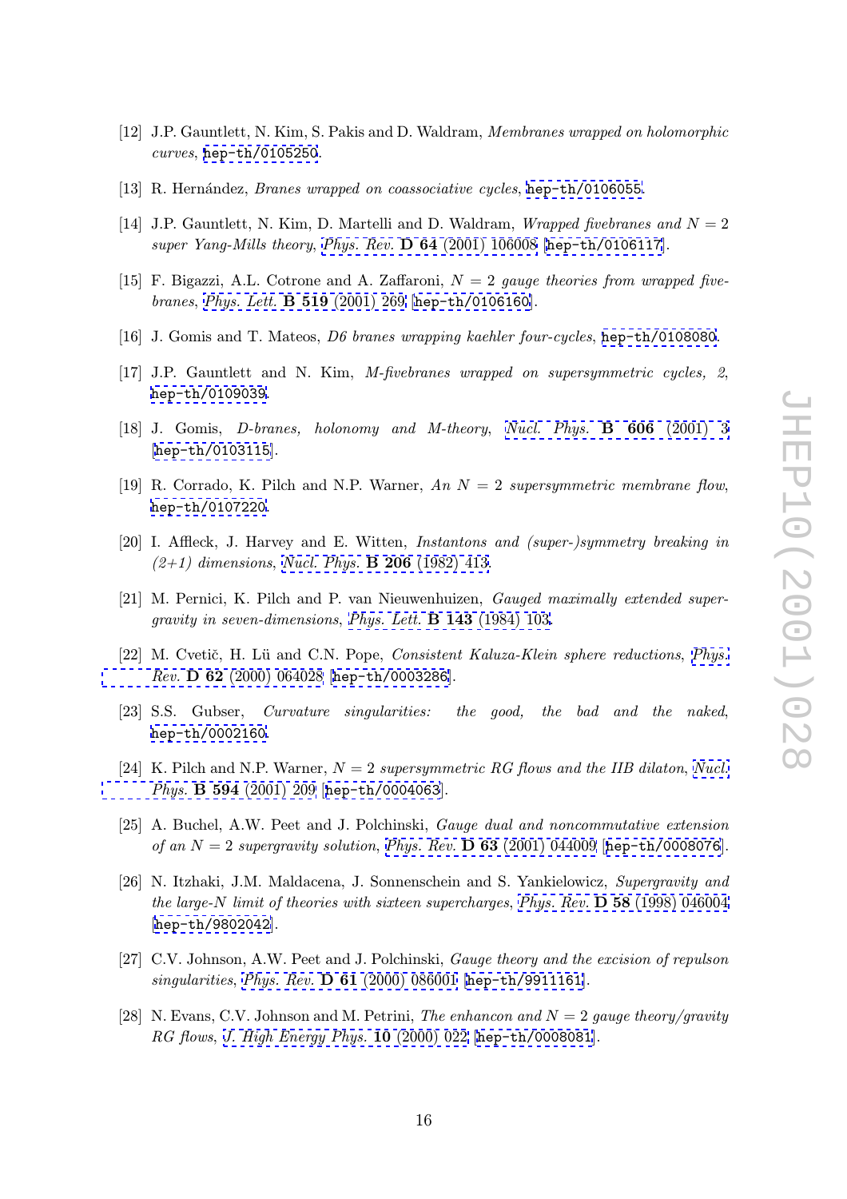[12] J.P. Gauntlett, N. Kim, S. Pakis and D. Waldram, *Membranes wrapped on holomorphic curves*, hep-th/0105250.

[13] R. Hernández, *Branes wrapped on coassociative cycles*, hep-th/0106055.

[14] J.P. Gauntlett, N. Kim, D. Martelli and D. Waldram, *Wrapped fivebranes and $N = 2$ super Yang-Mills theory*, *Phys. Rev.* **D 64** (2001) 106008 [hep-th/0106117].

[15] F. Bigazzi, A.L. Cotrone and A. Zaffaroni, *$N = 2$ gauge theories from wrapped five-branes*, *Phys. Lett.* **B 519** (2001) 269 [hep-th/0106160].

[16] J. Gomis and T. Mateos, *D6 branes wrapping kaehler four-cycles*, hep-th/0108080.

[17] J.P. Gauntlett and N. Kim, *M-fivebranes wrapped on supersymmetric cycles, 2*, hep-th/0109039.

[18] J. Gomis, *D-branes, holonomy and M-theory*, *Nucl. Phys.* **B 606** (2001) 3 [hep-th/0103115].

[19] R. Corrado, K. Pilch and N.P. Warner, *An $N = 2$ supersymmetric membrane flow*, hep-th/0107220.

[20] I. Affleck, J. Harvey and E. Witten, *Instantons and (super-)symmetry breaking in (2+1) dimensions*, *Nucl. Phys.* **B 206** (1982) 413.

[21] M. Pernici, K. Pilch and P. van Nieuwenhuizen, *Gauged maximally extended supergravity in seven-dimensions*, *Phys. Lett.* **B 143** (1984) 103.

[22] M. Cvetič, H. Lü and C.N. Pope, *Consistent Kaluza-Klein sphere reductions*, *Phys. Rev.* **D 62** (2000) 064028 [hep-th/0003286].

[23] S.S. Gubser, *Curvature singularities: the good, the bad and the naked*, hep-th/0002160.

[24] K. Pilch and N.P. Warner, *$N = 2$ supersymmetric RG flows and the IIB dilaton*, *Nucl. Phys.* **B 594** (2001) 209 [hep-th/0004063].

[25] A. Buchel, A.W. Peet and J. Polchinski, *Gauge dual and noncommutative extension of an $N = 2$ supergravity solution*, *Phys. Rev.* **D 63** (2001) 044009 [hep-th/0008076].

[26] N. Itzhaki, J.M. Maldacena, J. Sonnenschein and S. Yankielowicz, *Supergravity and the large-N limit of theories with sixteen supercharges*, *Phys. Rev.* **D 58** (1998) 046004 [hep-th/9802042].

[27] C.V. Johnson, A.W. Peet and J. Polchinski, *Gauge theory and the excision of repulson singularities*, *Phys. Rev.* **D 61** (2000) 086001 [hep-th/9911161].

[28] N. Evans, C.V. Johnson and M. Petrini, *The enhancon and $N = 2$ gauge theory/gravity RG flows*, *J. High Energy Phys.* **10** (2000) 022 [hep-th/0008081].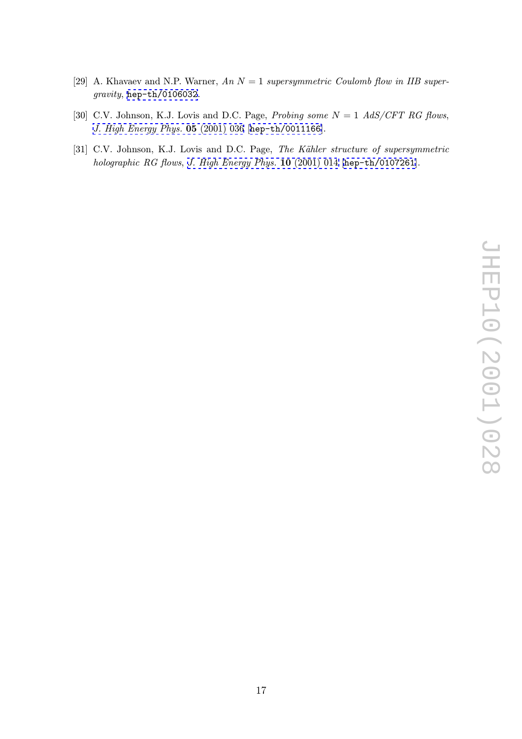[29] A. Khavaev and N.P. Warner, *An $N = 1$ supersymmetric Coulomb flow in IIB supergravity*, hep-th/0106032.

[30] C.V. Johnson, K.J. Lovis and D.C. Page, *Probing some $N = 1$ AdS/CFT RG flows*, *J. High Energy Phys.* **05** (2001) 036, hep-th/0011166.

[31] C.V. Johnson, K.J. Lovis and D.C. Page, *The Kähler structure of supersymmetric holographic RG flows*, *J. High Energy Phys.* **10** (2001) 014, hep-th/0107261.